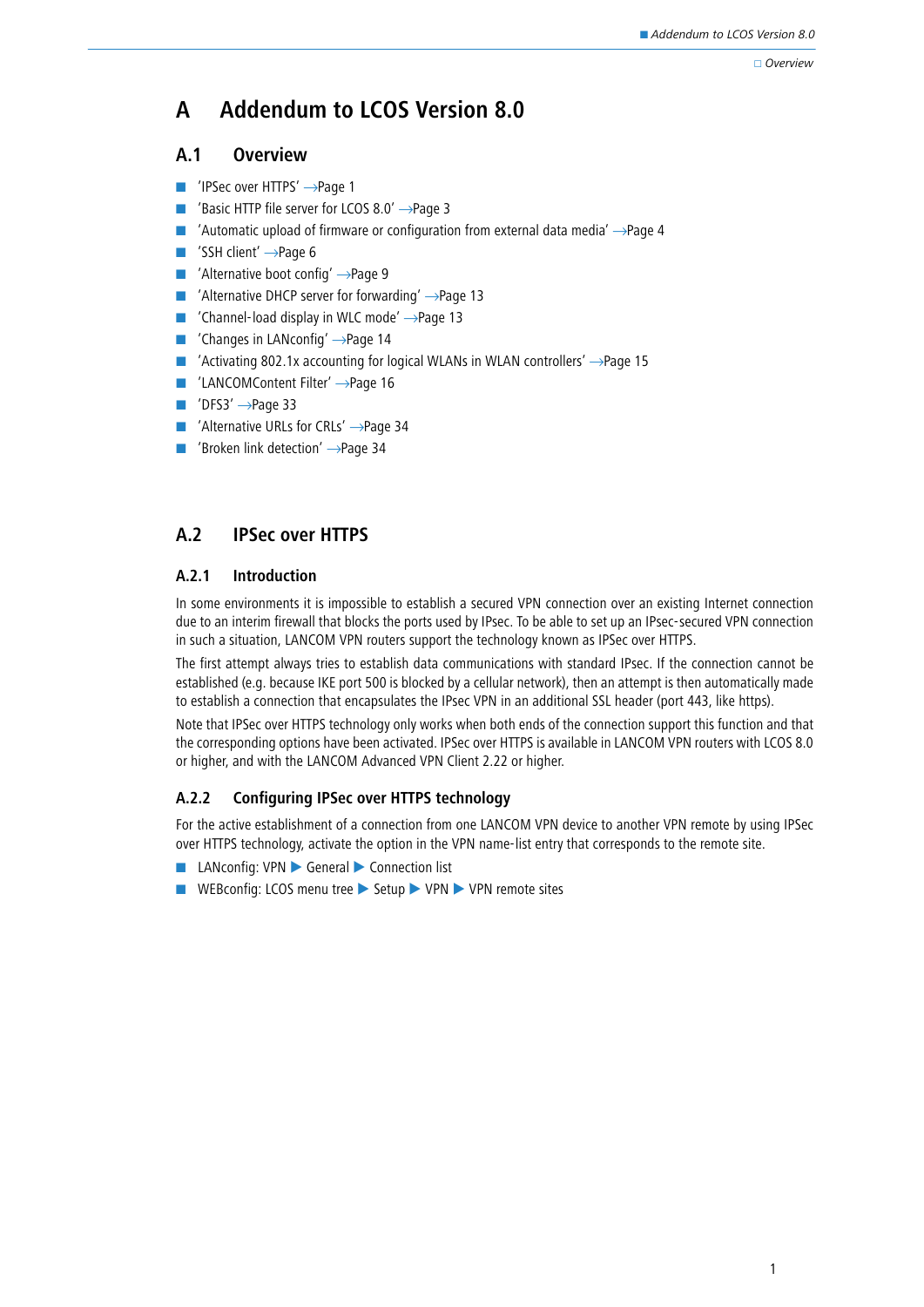# A Addendum to LCOS Version 8.0

## A.1 Overview

- 'IPSec over HTTPS' →Page 1
- 'Basic HTTP file server for LCOS 8.0' →Page 3
- 'Automatic upload of firmware or configuration from external data media' →Page 4
- 'SSH client' →Page 6
- 'Alternative boot config' →Page 9
- 'Alternative DHCP server for forwarding' →Page 13
- 'Channel-load display in WLC mode' →Page 13
- 'Changes in LANconfig' →Page 14
- 'Activating 802.1x accounting for logical WLANs in WLAN controllers' →Page 15
- 'LANCOMContent Filter' →Page 16
- 'DFS3' →Page 33
- 'Alternative URLs for CRLs' →Page 34
- 'Broken link detection' →Page 34

## A.2 IPSec over HTTPS

### A.2.1 Introduction

In some environments it is impossible to establish a secured VPN connection over an existing Internet connection due to an interim firewall that blocks the ports used by IPSec. To be able to set up an IPSec-secured VPN connection in such a situation, LANCOM VPN routers support the technology known as IPSec over HTTPS.

The first attempt always tries to establish data communications with standard IPSec. If the connection cannot be established (e.g. because IKE port 500 is blocked by a cellular network), then an attempt is then automatically made to establish a connection that encapsulates the IPSec VPN in an additional SSL header (port 443, like https).

Note that IPSec over HTTPS technology only works when both ends of the connection support this function and that the corresponding options have been activated. IPSec over HTTPS is available in LANCOM VPN routers with LCOS 8.0 or higher, and with the LANCOM Advanced VPN Client 2.22 or higher.

### A.2.2 Configuring IPSec over HTTPS technology

For the active establishment of a connection from one LANCOM VPN device to another VPN remote by using IPSec over HTTPS technology, activate the option in the VPN name-list entry that corresponds to the remote site.

- LANconfig: VPN ▶ General ▶ Connection list
- WEBconfig: LCOS menu tree ▶ Setup ▶ VPN ▶ VPN remote sites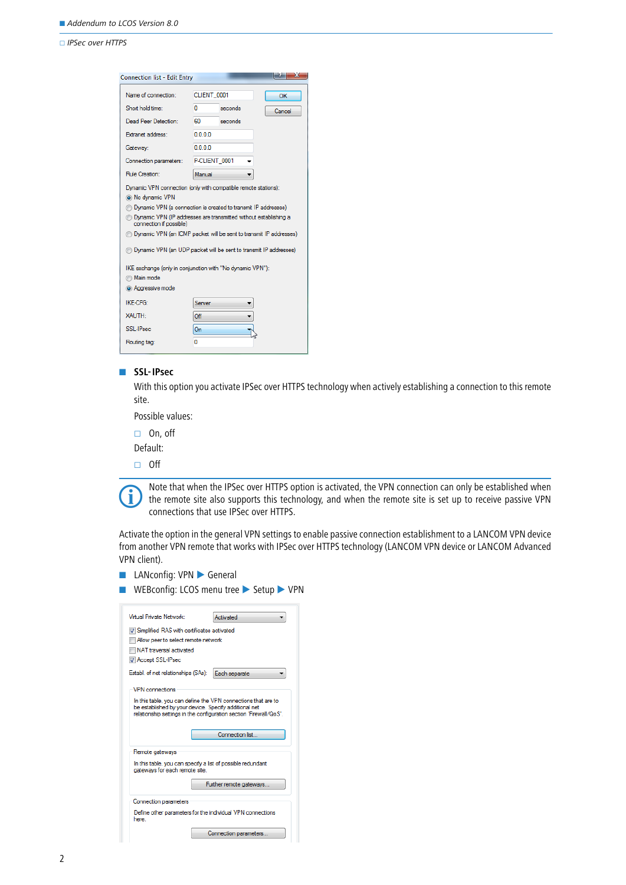## SSL-IPsec

With this option you activate IPSec over HTTPS technology when actively establishing a connection to this remote site.

Possible values:

- On, off

Default:

- Off

Note that when the IPSec over HTTPS option is activated, the VPN connection can only be established when the remote site also supports this technology, and when the remote site is set up to receive passive VPN connections that use IPSec over HTTPS.

Activate the option in the general VPN settings to enable passive connection establishment to a LANCOM VPN device from another VPN remote that works with IPSec over HTTPS technology (LANCOM VPN device or LANCOM Advanced VPN client).

- LANconfig: VPN ▶ General
- WEBconfig: LCOS menu tree ▶ Setup ▶ VPN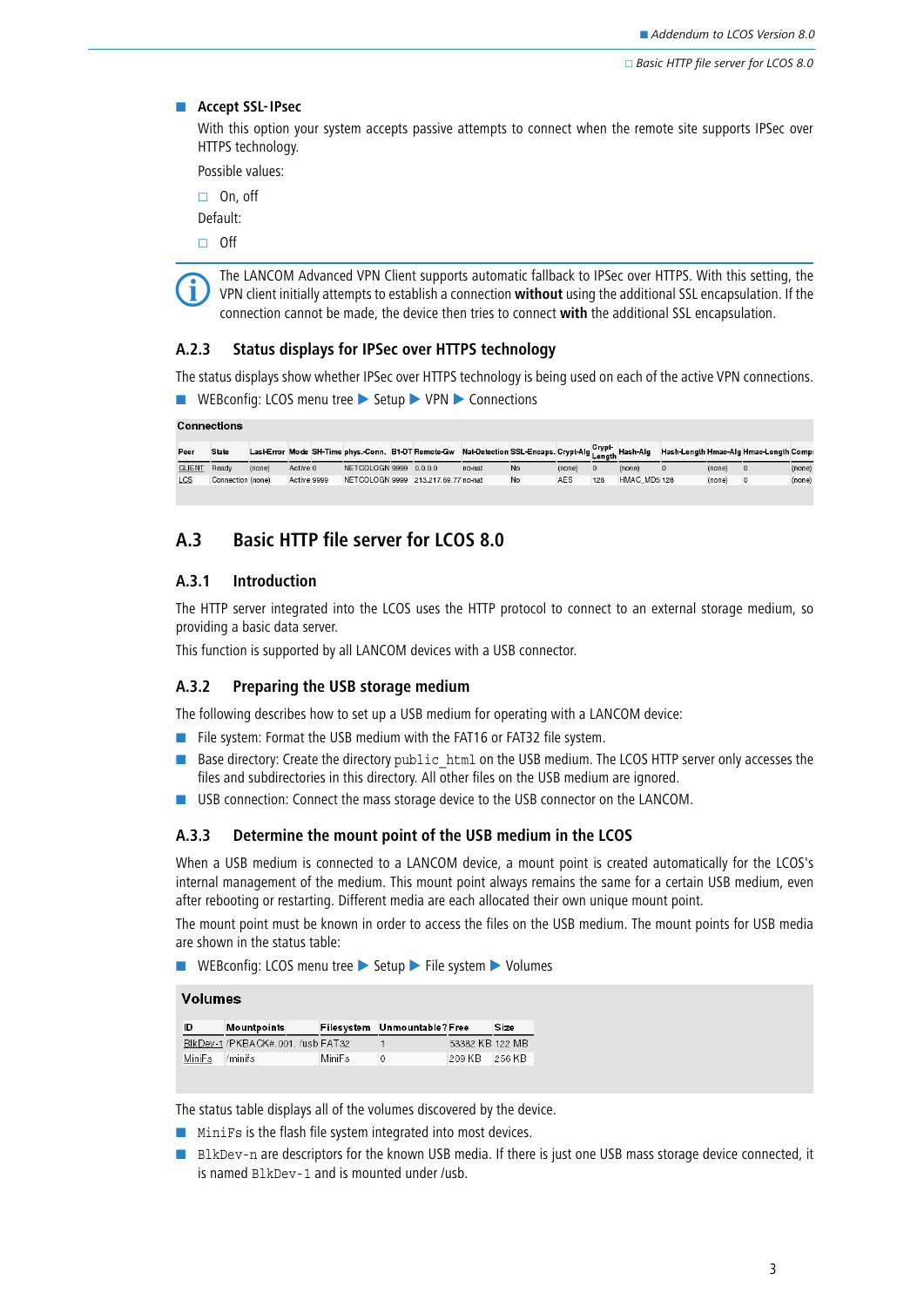- **Accept SSL-IPsec**

  With this option your system accepts passive attempts to connect when the remote site supports IPSec over HTTPS technology.

  Possible values:

  - On, off

  Default:

  - Off

The LANCOM Advanced VPN Client supports automatic fallback to IPSec over HTTPS. With this setting, the VPN client initially attempts to establish a connection **without** using the additional SSL encapsulation. If the connection cannot be made, the device then tries to connect **with** the additional SSL encapsulation.

### A.2.3 Status displays for IPSec over HTTPS technology

The status displays show whether IPSec over HTTPS technology is being used on each of the active VPN connections.

- WEBconfig: LCOS menu tree ▶ Setup ▶ VPN ▶ Connections

**Connections**

| Peer | State | Last-Error | Mode | SH-Time | phys.-Conn. | B1-DT | Remote-Gw | Nat-Detection | SSL-Encaps. | Crypt-Alg | Crypt-Length | Hash-Alg | Hash-Length | Hmac-Alg | Hmac-Length | Compr |
|---|---|---|---|---|---|---|---|---|---|---|---|---|---|---|---|---|
| CLIENT | Ready | (none) | Active | 0 | NETCOLOGN | 9999 | 0.0.0.0 | no-nat | No | (none) | 0 | (none) | 0 | (none) | 0 | (none) |
| LCS | Connection | (none) | Active | 9999 | NETCOLOGN | 9999 | 213.217.69.77 | no-nat | No | AES | 128 | HMAC_MD5 | 128 | (none) | 0 | (none) |

## A.3 Basic HTTP file server for LCOS 8.0

### A.3.1 Introduction

The HTTP server integrated into the LCOS uses the HTTP protocol to connect to an external storage medium, so providing a basic data server.

This function is supported by all LANCOM devices with a USB connector.

### A.3.2 Preparing the USB storage medium

The following describes how to set up a USB medium for operating with a LANCOM device:

- File system: Format the USB medium with the FAT16 or FAT32 file system.
- Base directory: Create the directory `public_html` on the USB medium. The LCOS HTTP server only accesses the files and subdirectories in this directory. All other files on the USB medium are ignored.
- USB connection: Connect the mass storage device to the USB connector on the LANCOM.

### A.3.3 Determine the mount point of the USB medium in the LCOS

When a USB medium is connected to a LANCOM device, a mount point is created automatically for the LCOS's internal management of the medium. This mount point always remains the same for a certain USB medium, even after rebooting or restarting. Different media are each allocated their own unique mount point.

The mount point must be known in order to access the files on the USB medium. The mount points for USB media are shown in the status table:

- WEBconfig: LCOS menu tree ▶ Setup ▶ File system ▶ Volumes

**Volumes**

| ID | Mountpoints | Filesystem | Unmountable? | Free | Size |
|---|---|---|---|---|---|
| BlkDev-1 | /PKBACK#.001, /usb | FAT32 | 1 | 53382 KB | 122 MB |
| MiniFs | /minifs | MiniFs | 0 | 209 KB | 256 KB |

The status table displays all of the volumes discovered by the device.

- `MiniFs` is the flash file system integrated into most devices.
- `BlkDev-n` are descriptors for the known USB media. If there is just one USB mass storage device connected, it is named `BlkDev-1` and is mounted under /usb.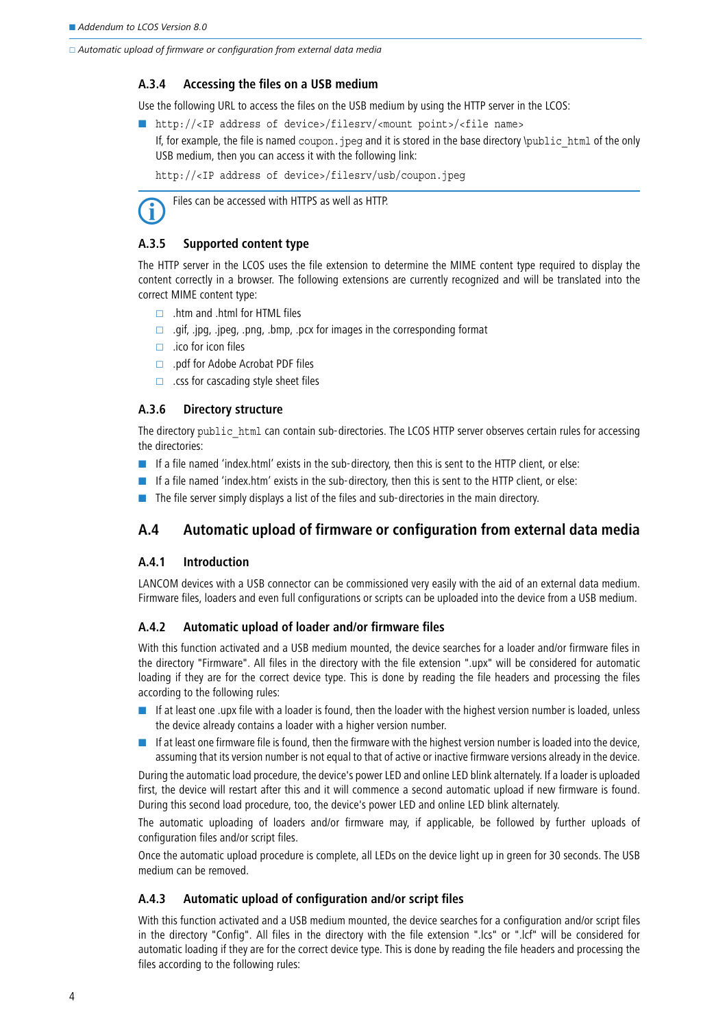### A.3.4 Accessing the files on a USB medium

Use the following URL to access the files on the USB medium by using the HTTP server in the LCOS:

- `http://<IP address of device>/filesrv/<mount point>/<file name>`

  If, for example, the file is named `coupon.jpeg` and it is stored in the base directory `\public_html` of the only USB medium, then you can access it with the following link:

  `http://<IP address of device>/filesrv/usb/coupon.jpeg`

Files can be accessed with HTTPS as well as HTTP.

### A.3.5 Supported content type

The HTTP server in the LCOS uses the file extension to determine the MIME content type required to display the content correctly in a browser. The following extensions are currently recognized and will be translated into the correct MIME content type:

- .htm and .html for HTML files
- .gif, .jpg, .jpeg, .png, .bmp, .pcx for images in the corresponding format
- .ico for icon files
- .pdf for Adobe Acrobat PDF files
- .css for cascading style sheet files

### A.3.6 Directory structure

The directory `public_html` can contain sub-directories. The LCOS HTTP server observes certain rules for accessing the directories:

- If a file named 'index.html' exists in the sub-directory, then this is sent to the HTTP client, or else:
- If a file named 'index.htm' exists in the sub-directory, then this is sent to the HTTP client, or else:
- The file server simply displays a list of the files and sub-directories in the main directory.

## A.4 Automatic upload of firmware or configuration from external data media

### A.4.1 Introduction

LANCOM devices with a USB connector can be commissioned very easily with the aid of an external data medium. Firmware files, loaders and even full configurations or scripts can be uploaded into the device from a USB medium.

### A.4.2 Automatic upload of loader and/or firmware files

With this function activated and a USB medium mounted, the device searches for a loader and/or firmware files in the directory "Firmware". All files in the directory with the file extension ".upx" will be considered for automatic loading if they are for the correct device type. This is done by reading the file headers and processing the files according to the following rules:

- If at least one .upx file with a loader is found, then the loader with the highest version number is loaded, unless the device already contains a loader with a higher version number.
- If at least one firmware file is found, then the firmware with the highest version number is loaded into the device, assuming that its version number is not equal to that of active or inactive firmware versions already in the device.

During the automatic load procedure, the device's power LED and online LED blink alternately. If a loader is uploaded first, the device will restart after this and it will commence a second automatic upload if new firmware is found. During this second load procedure, too, the device's power LED and online LED blink alternately.

The automatic uploading of loaders and/or firmware may, if applicable, be followed by further uploads of configuration files and/or script files.

Once the automatic upload procedure is complete, all LEDs on the device light up in green for 30 seconds. The USB medium can be removed.

### A.4.3 Automatic upload of configuration and/or script files

With this function activated and a USB medium mounted, the device searches for a configuration and/or script files in the directory "Config". All files in the directory with the file extension ".lcs" or ".lcf" will be considered for automatic loading if they are for the correct device type. This is done by reading the file headers and processing the files according to the following rules: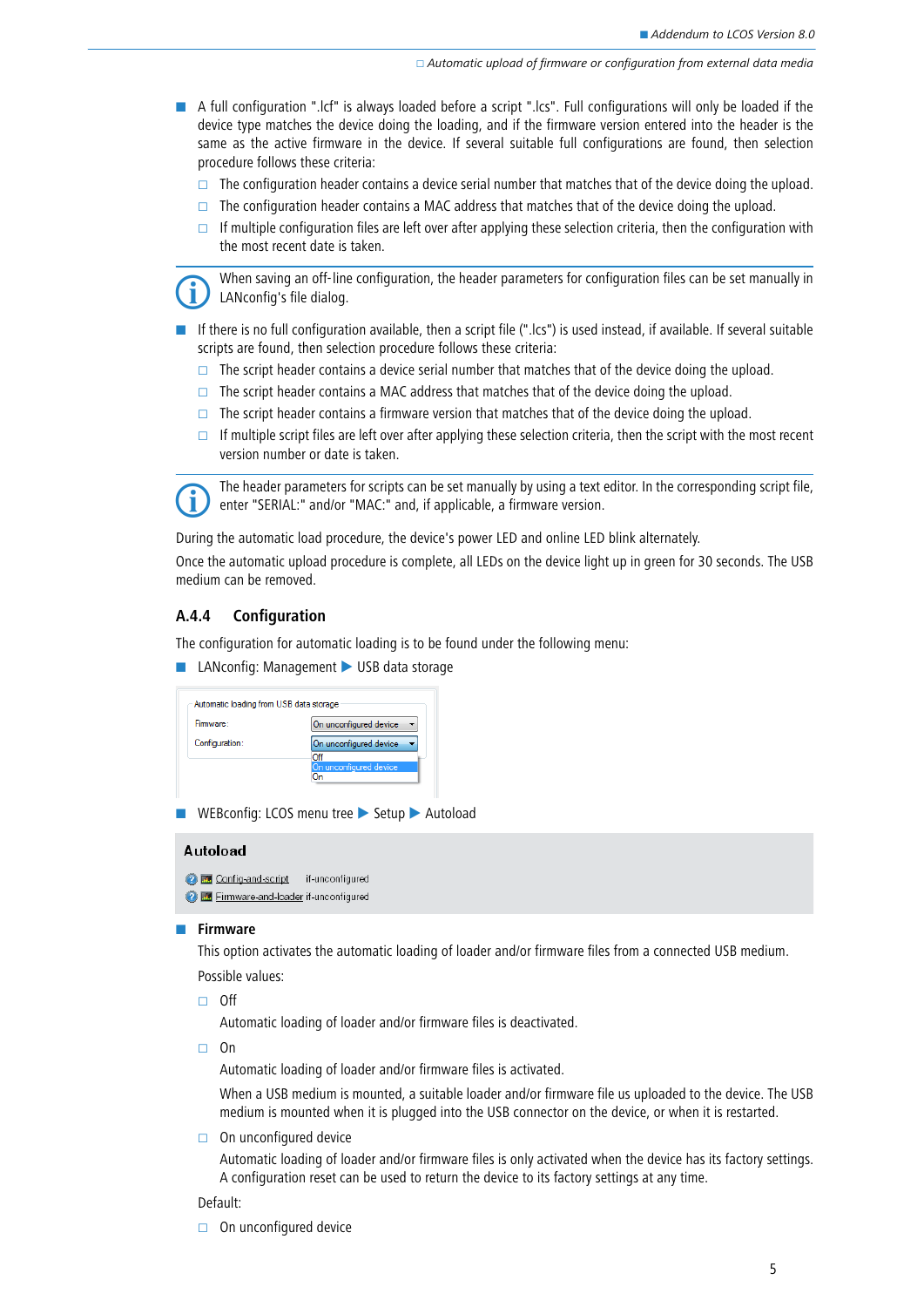- A full configuration ".lcf" is always loaded before a script ".lcs". Full configurations will only be loaded if the device type matches the device doing the loading, and if the firmware version entered into the header is the same as the active firmware in the device. If several suitable full configurations are found, then selection procedure follows these criteria:
  - The configuration header contains a device serial number that matches that of the device doing the upload.
  - The configuration header contains a MAC address that matches that of the device doing the upload.
  - If multiple configuration files are left over after applying these selection criteria, then the configuration with the most recent date is taken.

When saving an off-line configuration, the header parameters for configuration files can be set manually in LANconfig's file dialog.

- If there is no full configuration available, then a script file (".lcs") is used instead, if available. If several suitable scripts are found, then selection procedure follows these criteria:
  - The script header contains a device serial number that matches that of the device doing the upload.
  - The script header contains a MAC address that matches that of the device doing the upload.
  - The script header contains a firmware version that matches that of the device doing the upload.
  - If multiple script files are left over after applying these selection criteria, then the script with the most recent version number or date is taken.

The header parameters for scripts can be set manually by using a text editor. In the corresponding script file, enter "SERIAL:" and/or "MAC:" and, if applicable, a firmware version.

During the automatic load procedure, the device's power LED and online LED blink alternately.

Once the automatic upload procedure is complete, all LEDs on the device light up in green for 30 seconds. The USB medium can be removed.

### A.4.4 Configuration

The configuration for automatic loading is to be found under the following menu:

- LANconfig: Management ▶ USB data storage

Automatic loading from USB data storage

Firmware: On unconfigured device

Configuration: On unconfigured device

Off

On unconfigured device

On

- WEBconfig: LCOS menu tree ▶ Setup ▶ Autoload

**Autoload**

Config-and-script if-unconfigured

Firmware-and-loader if-unconfigured

- **Firmware**

  This option activates the automatic loading of loader and/or firmware files from a connected USB medium.

  Possible values:
  - Off

    Automatic loading of loader and/or firmware files is deactivated.
  - On

    Automatic loading of loader and/or firmware files is activated.

    When a USB medium is mounted, a suitable loader and/or firmware file us uploaded to the device. The USB medium is mounted when it is plugged into the USB connector on the device, or when it is restarted.
  - On unconfigured device

    Automatic loading of loader and/or firmware files is only activated when the device has its factory settings. A configuration reset can be used to return the device to its factory settings at any time.

  Default:
  - On unconfigured device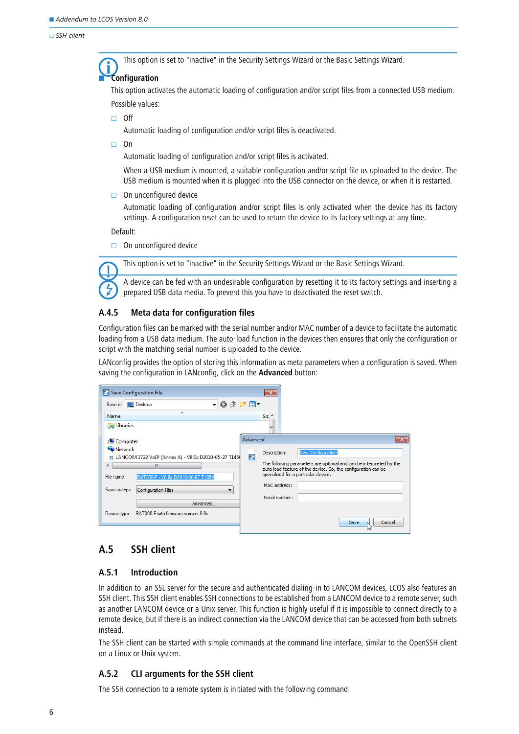This option is set to "inactive" in the Security Settings Wizard or the Basic Settings Wizard.

## Configuration

This option activates the automatic loading of configuration and/or script files from a connected USB medium.

Possible values:

- Off

  Automatic loading of configuration and/or script files is deactivated.

- On

  Automatic loading of configuration and/or script files is activated.

  When a USB medium is mounted, a suitable configuration and/or script file us uploaded to the device. The USB medium is mounted when it is plugged into the USB connector on the device, or when it is restarted.

- On unconfigured device

  Automatic loading of configuration and/or script files is only activated when the device has its factory settings. A configuration reset can be used to return the device to its factory settings at any time.

Default:

- On unconfigured device

This option is set to "inactive" in the Security Settings Wizard or the Basic Settings Wizard.

A device can be fed with an undesirable configuration by resetting it to its factory settings and inserting a prepared USB data media. To prevent this you have to deactivated the reset switch.

### A.4.5 Meta data for configuration files

Configuration files can be marked with the serial number and/or MAC number of a device to facilitate the automatic loading from a USB data medium. The auto-load function in the devices then ensures that only the configuration or script with the matching serial number is uploaded to the device.

LANconfig provides the option of storing this information as meta parameters when a configuration is saved. When saving the configuration in LANconfig, click on the **Advanced** button:

## A.5 SSH client

### A.5.1 Introduction

In addition to an SSL server for the secure and authenticated dialing-in to LANCOM devices, LCOS also features an SSH client. This SSH client enables SSH connections to be established from a LANCOM device to a remote server, such as another LANCOM device or a Unix server. This function is highly useful if it is impossible to connect directly to a remote device, but if there is an indirect connection via the LANCOM device that can be accessed from both subnets instead.

The SSH client can be started with simple commands at the command line interface, similar to the OpenSSH client on a Linux or Unix system.

### A.5.2 CLI arguments for the SSH client

The SSH connection to a remote system is initiated with the following command: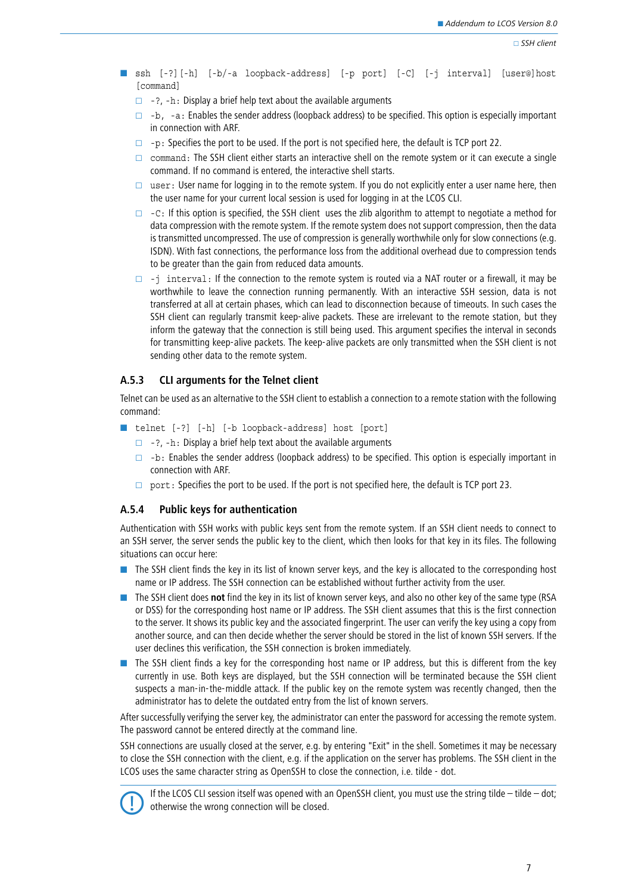- `ssh [-?][-h] [-b/-a loopback-address] [-p port] [-C] [-j interval] [user@]host [command]`
  - `-?, -h:` Display a brief help text about the available arguments
  - `-b, -a:` Enables the sender address (loopback address) to be specified. This option is especially important in connection with ARF.
  - `-p:` Specifies the port to be used. If the port is not specified here, the default is TCP port 22.
  - `command:` The SSH client either starts an interactive shell on the remote system or it can execute a single command. If no command is entered, the interactive shell starts.
  - `user:` User name for logging in to the remote system. If you do not explicitly enter a user name here, then the user name for your current local session is used for logging in at the LCOS CLI.
  - `-C:` If this option is specified, the SSH client uses the zlib algorithm to attempt to negotiate a method for data compression with the remote system. If the remote system does not support compression, then the data is transmitted uncompressed. The use of compression is generally worthwhile only for slow connections (e.g. ISDN). With fast connections, the performance loss from the additional overhead due to compression tends to be greater than the gain from reduced data amounts.
  - `-j interval:` If the connection to the remote system is routed via a NAT router or a firewall, it may be worthwhile to leave the connection running permanently. With an interactive SSH session, data is not transferred at all at certain phases, which can lead to disconnection because of timeouts. In such cases the SSH client can regularly transmit keep-alive packets. These are irrelevant to the remote station, but they inform the gateway that the connection is still being used. This argument specifies the interval in seconds for transmitting keep-alive packets. The keep-alive packets are only transmitted when the SSH client is not sending other data to the remote system.

### A.5.3 CLI arguments for the Telnet client

Telnet can be used as an alternative to the SSH client to establish a connection to a remote station with the following command:

- `telnet [-?] [-h] [-b loopback-address] host [port]`
  - `-?, -h:` Display a brief help text about the available arguments
  - `-b:` Enables the sender address (loopback address) to be specified. This option is especially important in connection with ARF.
  - `port:` Specifies the port to be used. If the port is not specified here, the default is TCP port 23.

### A.5.4 Public keys for authentication

Authentication with SSH works with public keys sent from the remote system. If an SSH client needs to connect to an SSH server, the server sends the public key to the client, which then looks for that key in its files. The following situations can occur here:

- The SSH client finds the key in its list of known server keys, and the key is allocated to the corresponding host name or IP address. The SSH connection can be established without further activity from the user.
- The SSH client does **not** find the key in its list of known server keys, and also no other key of the same type (RSA or DSS) for the corresponding host name or IP address. The SSH client assumes that this is the first connection to the server. It shows its public key and the associated fingerprint. The user can verify the key using a copy from another source, and can then decide whether the server should be stored in the list of known SSH servers. If the user declines this verification, the SSH connection is broken immediately.
- The SSH client finds a key for the corresponding host name or IP address, but this is different from the key currently in use. Both keys are displayed, but the SSH connection will be terminated because the SSH client suspects a man-in-the-middle attack. If the public key on the remote system was recently changed, then the administrator has to delete the outdated entry from the list of known servers.

After successfully verifying the server key, the administrator can enter the password for accessing the remote system. The password cannot be entered directly at the command line.

SSH connections are usually closed at the server, e.g. by entering "Exit" in the shell. Sometimes it may be necessary to close the SSH connection with the client, e.g. if the application on the server has problems. The SSH client in the LCOS uses the same character string as OpenSSH to close the connection, i.e. tilde - dot.

If the LCOS CLI session itself was opened with an OpenSSH client, you must use the string tilde – tilde – dot; otherwise the wrong connection will be closed.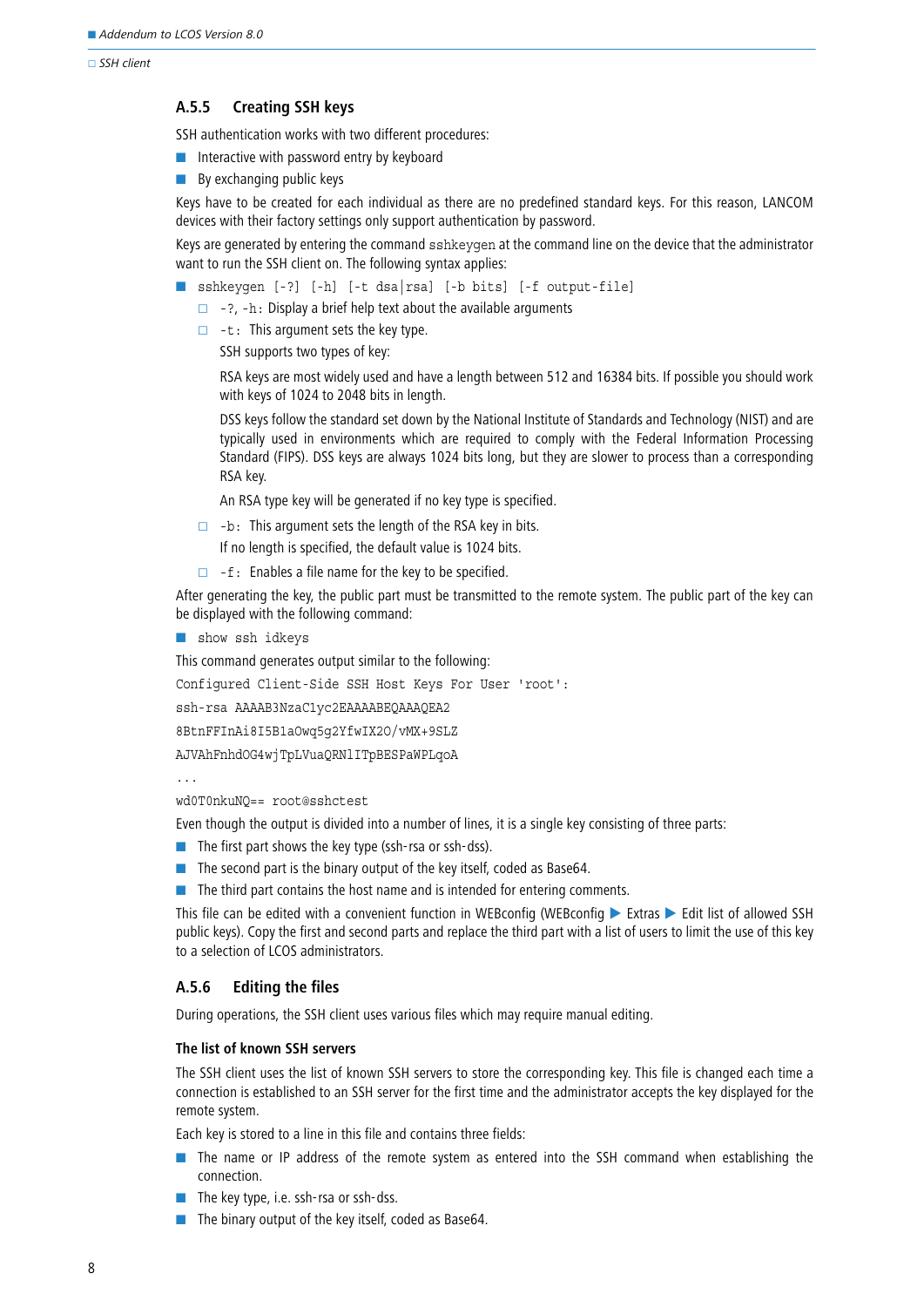### A.5.5 Creating SSH keys

SSH authentication works with two different procedures:

- Interactive with password entry by keyboard
- By exchanging public keys

Keys have to be created for each individual as there are no predefined standard keys. For this reason, LANCOM devices with their factory settings only support authentication by password.

Keys are generated by entering the command `sshkeygen` at the command line on the device that the administrator want to run the SSH client on. The following syntax applies:

- `sshkeygen [-?] [-h] [-t dsa|rsa] [-b bits] [-f output-file]`
  - `-?`, `-h`: Display a brief help text about the available arguments
  - `-t`: This argument sets the key type.

    SSH supports two types of key:

    RSA keys are most widely used and have a length between 512 and 16384 bits. If possible you should work with keys of 1024 to 2048 bits in length.

    DSS keys follow the standard set down by the National Institute of Standards and Technology (NIST) and are typically used in environments which are required to comply with the Federal Information Processing Standard (FIPS). DSS keys are always 1024 bits long, but they are slower to process than a corresponding RSA key.

    An RSA type key will be generated if no key type is specified.
  - `-b`: This argument sets the length of the RSA key in bits.

    If no length is specified, the default value is 1024 bits.
  - `-f`: Enables a file name for the key to be specified.

After generating the key, the public part must be transmitted to the remote system. The public part of the key can be displayed with the following command:

- `show ssh idkeys`

This command generates output similar to the following:

```
Configured Client-Side SSH Host Keys For User 'root':
ssh-rsa AAAAB3NzaC1yc2EAAAABEQAAAQEA2
8BtnFFInAi8I5B1aOwq5g2YfwIX2O/vMX+9SLZ
AJVAhFnhdOG4wjTpLVuaQRNlITpBESPaWPLqoA
...
wd0T0nkuNQ== root@sshctest
```

Even though the output is divided into a number of lines, it is a single key consisting of three parts:

- The first part shows the key type (ssh-rsa or ssh-dss).
- The second part is the binary output of the key itself, coded as Base64.
- The third part contains the host name and is intended for entering comments.

This file can be edited with a convenient function in WEBconfig (WEBconfig ▶ Extras ▶ Edit list of allowed SSH public keys). Copy the first and second parts and replace the third part with a list of users to limit the use of this key to a selection of LCOS administrators.

### A.5.6 Editing the files

During operations, the SSH client uses various files which may require manual editing.

#### The list of known SSH servers

The SSH client uses the list of known SSH servers to store the corresponding key. This file is changed each time a connection is established to an SSH server for the first time and the administrator accepts the key displayed for the remote system.

Each key is stored to a line in this file and contains three fields:

- The name or IP address of the remote system as entered into the SSH command when establishing the connection.
- The key type, i.e. ssh-rsa or ssh-dss.
- The binary output of the key itself, coded as Base64.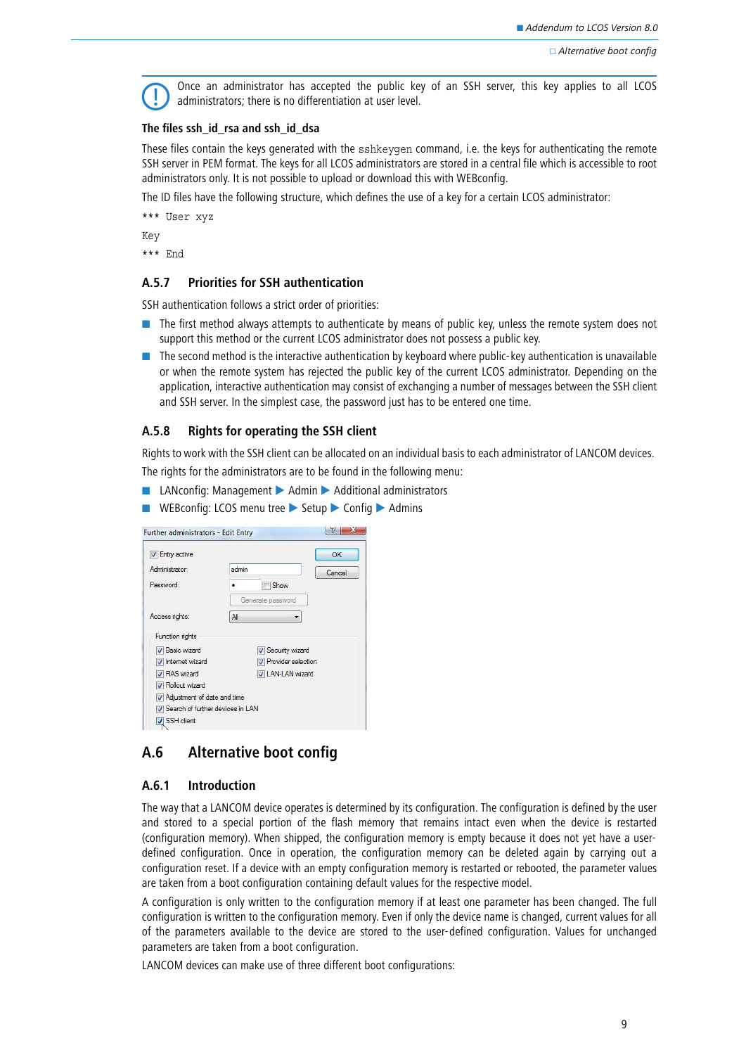Once an administrator has accepted the public key of an SSH server, this key applies to all LCOS administrators; there is no differentiation at user level.

#### The files ssh_id_rsa and ssh_id_dsa

These files contain the keys generated with the `sshkeygen` command, i.e. the keys for authenticating the remote SSH server in PEM format. The keys for all LCOS administrators are stored in a central file which is accessible to root administrators only. It is not possible to upload or download this with WEBconfig.

The ID files have the following structure, which defines the use of a key for a certain LCOS administrator:

```
*** User xyz
Key
*** End
```

### A.5.7 Priorities for SSH authentication

SSH authentication follows a strict order of priorities:

- The first method always attempts to authenticate by means of public key, unless the remote system does not support this method or the current LCOS administrator does not possess a public key.
- The second method is the interactive authentication by keyboard where public-key authentication is unavailable or when the remote system has rejected the public key of the current LCOS administrator. Depending on the application, interactive authentication may consist of exchanging a number of messages between the SSH client and SSH server. In the simplest case, the password just has to be entered one time.

### A.5.8 Rights for operating the SSH client

Rights to work with the SSH client can be allocated on an individual basis to each administrator of LANCOM devices.

The rights for the administrators are to be found in the following menu:

- LANconfig: Management ▶ Admin ▶ Additional administrators
- WEBconfig: LCOS menu tree ▶ Setup ▶ Config ▶ Admins

## A.6 Alternative boot config

### A.6.1 Introduction

The way that a LANCOM device operates is determined by its configuration. The configuration is defined by the user and stored to a special portion of the flash memory that remains intact even when the device is restarted (configuration memory). When shipped, the configuration memory is empty because it does not yet have a user-defined configuration. Once in operation, the configuration memory can be deleted again by carrying out a configuration reset. If a device with an empty configuration memory is restarted or rebooted, the parameter values are taken from a boot configuration containing default values for the respective model.

A configuration is only written to the configuration memory if at least one parameter has been changed. The full configuration is written to the configuration memory. Even if only the device name is changed, current values for all of the parameters available to the device are stored to the user-defined configuration. Values for unchanged parameters are taken from a boot configuration.

LANCOM devices can make use of three different boot configurations: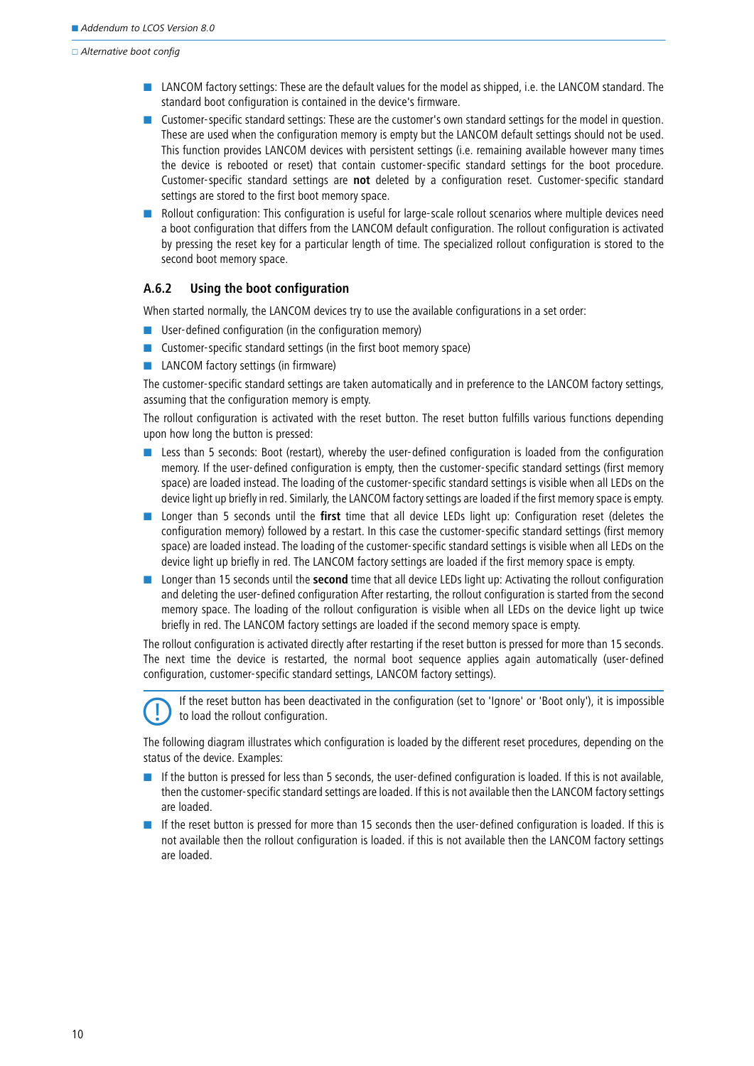- LANCOM factory settings: These are the default values for the model as shipped, i.e. the LANCOM standard. The standard boot configuration is contained in the device's firmware.
- Customer-specific standard settings: These are the customer's own standard settings for the model in question. These are used when the configuration memory is empty but the LANCOM default settings should not be used. This function provides LANCOM devices with persistent settings (i.e. remaining available however many times the device is rebooted or reset) that contain customer-specific standard settings for the boot procedure. Customer-specific standard settings are **not** deleted by a configuration reset. Customer-specific standard settings are stored to the first boot memory space.
- Rollout configuration: This configuration is useful for large-scale rollout scenarios where multiple devices need a boot configuration that differs from the LANCOM default configuration. The rollout configuration is activated by pressing the reset key for a particular length of time. The specialized rollout configuration is stored to the second boot memory space.

### A.6.2 Using the boot configuration

When started normally, the LANCOM devices try to use the available configurations in a set order:

- User-defined configuration (in the configuration memory)
- Customer-specific standard settings (in the first boot memory space)
- LANCOM factory settings (in firmware)

The customer-specific standard settings are taken automatically and in preference to the LANCOM factory settings, assuming that the configuration memory is empty.

The rollout configuration is activated with the reset button. The reset button fulfills various functions depending upon how long the button is pressed:

- Less than 5 seconds: Boot (restart), whereby the user-defined configuration is loaded from the configuration memory. If the user-defined configuration is empty, then the customer-specific standard settings (first memory space) are loaded instead. The loading of the customer-specific standard settings is visible when all LEDs on the device light up briefly in red. Similarly, the LANCOM factory settings are loaded if the first memory space is empty.
- Longer than 5 seconds until the **first** time that all device LEDs light up: Configuration reset (deletes the configuration memory) followed by a restart. In this case the customer-specific standard settings (first memory space) are loaded instead. The loading of the customer-specific standard settings is visible when all LEDs on the device light up briefly in red. The LANCOM factory settings are loaded if the first memory space is empty.
- Longer than 15 seconds until the **second** time that all device LEDs light up: Activating the rollout configuration and deleting the user-defined configuration After restarting, the rollout configuration is started from the second memory space. The loading of the rollout configuration is visible when all LEDs on the device light up twice briefly in red. The LANCOM factory settings are loaded if the second memory space is empty.

The rollout configuration is activated directly after restarting if the reset button is pressed for more than 15 seconds. The next time the device is restarted, the normal boot sequence applies again automatically (user-defined configuration, customer-specific standard settings, LANCOM factory settings).

> If the reset button has been deactivated in the configuration (set to 'Ignore' or 'Boot only'), it is impossible to load the rollout configuration.

The following diagram illustrates which configuration is loaded by the different reset procedures, depending on the status of the device. Examples:

- If the button is pressed for less than 5 seconds, the user-defined configuration is loaded. If this is not available, then the customer-specific standard settings are loaded. If this is not available then the LANCOM factory settings are loaded.
- If the reset button is pressed for more than 15 seconds then the user-defined configuration is loaded. If this is not available then the rollout configuration is loaded. if this is not available then the LANCOM factory settings are loaded.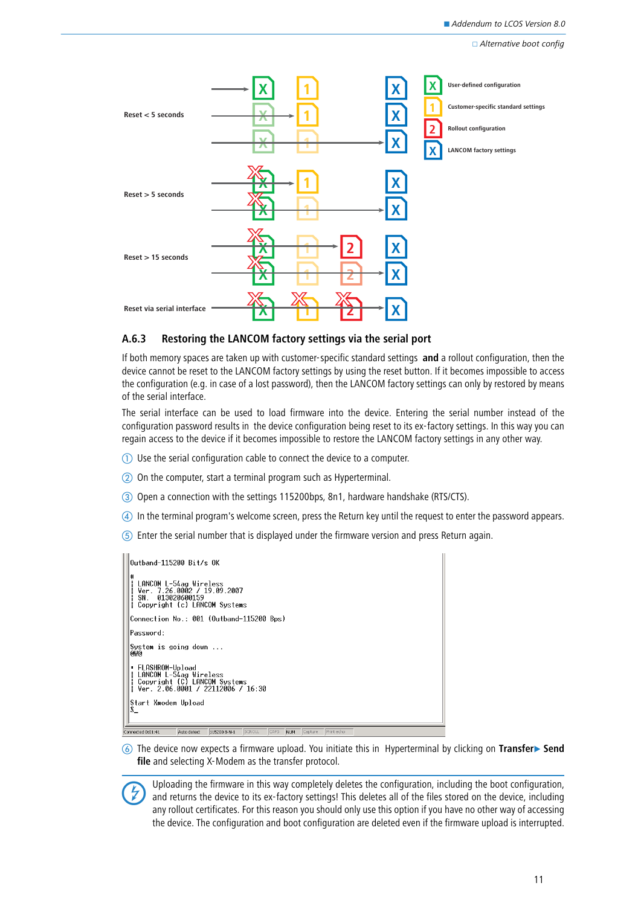Reset < 5 seconds

Reset > 5 seconds

Reset > 15 seconds

Reset via serial interface

User-defined configuration

Customer-specific standard settings

Rollout configuration

LANCOM factory settings

### A.6.3 Restoring the LANCOM factory settings via the serial port

If both memory spaces are taken up with customer-specific standard settings **and** a rollout configuration, then the device cannot be reset to the LANCOM factory settings by using the reset button. If it becomes impossible to access the configuration (e.g. in case of a lost password), then the LANCOM factory settings can only by restored by means of the serial interface.

The serial interface can be used to load firmware into the device. Entering the serial number instead of the configuration password results in the device configuration being reset to its ex-factory settings. In this way you can regain access to the device if it becomes impossible to restore the LANCOM factory settings in any other way.

① Use the serial configuration cable to connect the device to a computer.

② On the computer, start a terminal program such as Hyperterminal.

③ Open a connection with the settings 115200bps, 8n1, hardware handshake (RTS/CTS).

④ In the terminal program's welcome screen, press the Return key until the request to enter the password appears.

⑤ Enter the serial number that is displayed under the firmware version and press Return again.

```
Outband-115200 Bit/s OK

#
| LANCOM L-54ag Wireless
| Ver. 7.26.0002 / 19.09.2007
| SN.  013020600159
| Copyright (c) LANCOM Systems

Connection No.: 001 (Outband-115200 Bps)

Password:

System is going down ...
@H@

• FLASHROM-Upload
| LANCOM L-54ag Wireless
| Copyright (C) LANCOM Systems
| Ver. 2.06.0001 / 22112006 / 16:30

Start Xmodem Upload
$_
```

⑥ The device now expects a firmware upload. You initiate this in Hyperterminal by clicking on **Transfer▸ Send file** and selecting X-Modem as the transfer protocol.

Uploading the firmware in this way completely deletes the configuration, including the boot configuration, and returns the device to its ex-factory settings! This deletes all of the files stored on the device, including any rollout certificates. For this reason you should only use this option if you have no other way of accessing the device. The configuration and boot configuration are deleted even if the firmware upload is interrupted.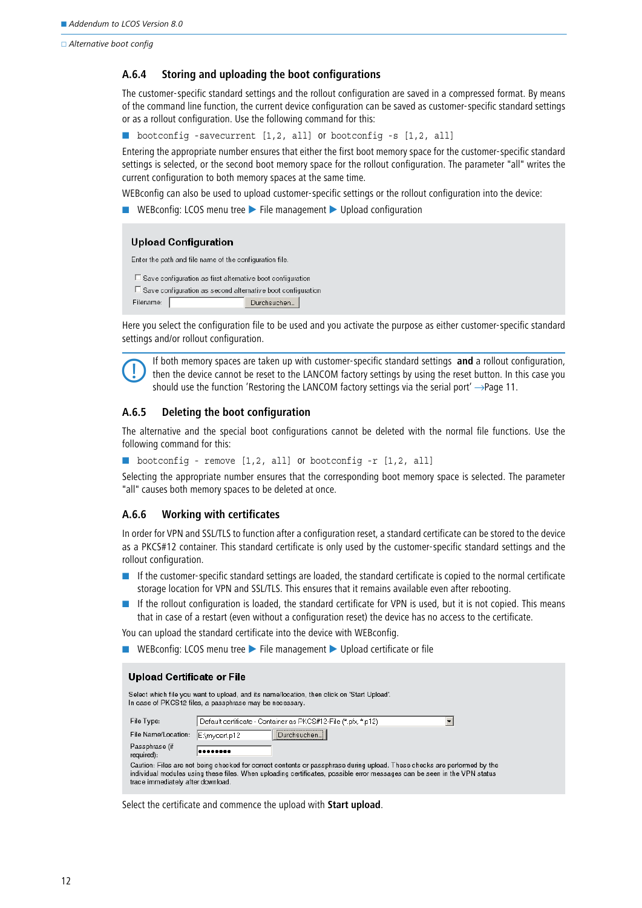### A.6.4 Storing and uploading the boot configurations

The customer-specific standard settings and the rollout configuration are saved in a compressed format. By means of the command line function, the current device configuration can be saved as customer-specific standard settings or as a rollout configuration. Use the following command for this:

- `bootconfig -savecurrent [1,2, all]` or `bootconfig -s [1,2, all]`

Entering the appropriate number ensures that either the first boot memory space for the customer-specific standard settings is selected, or the second boot memory space for the rollout configuration. The parameter "all" writes the current configuration to both memory spaces at the same time.

WEBconfig can also be used to upload customer-specific settings or the rollout configuration into the device:

- WEBconfig: LCOS menu tree ▶ File management ▶ Upload configuration

**Upload Configuration**

Enter the path and file name of the configuration file.

☐ Save configuration as first alternative boot configuration
☐ Save configuration as second alternative boot configuration
Filename: [ ] [Durchsuchen...]

Here you select the configuration file to be used and you activate the purpose as either customer-specific standard settings and/or rollout configuration.

> If both memory spaces are taken up with customer-specific standard settings **and** a rollout configuration, then the device cannot be reset to the LANCOM factory settings by using the reset button. In this case you should use the function 'Restoring the LANCOM factory settings via the serial port' →Page 11.

### A.6.5 Deleting the boot configuration

The alternative and the special boot configurations cannot be deleted with the normal file functions. Use the following command for this:

- `bootconfig - remove [1,2, all]` or `bootconfig -r [1,2, all]`

Selecting the appropriate number ensures that the corresponding boot memory space is selected. The parameter "all" causes both memory spaces to be deleted at once.

### A.6.6 Working with certificates

In order for VPN and SSL/TLS to function after a configuration reset, a standard certificate can be stored to the device as a PKCS#12 container. This standard certificate is only used by the customer-specific standard settings and the rollout configuration.

- If the customer-specific standard settings are loaded, the standard certificate is copied to the normal certificate storage location for VPN and SSL/TLS. This ensures that it remains available even after rebooting.
- If the rollout configuration is loaded, the standard certificate for VPN is used, but it is not copied. This means that in case of a restart (even without a configuration reset) the device has no access to the certificate.

You can upload the standard certificate into the device with WEBconfig.

- WEBconfig: LCOS menu tree ▶ File management ▶ Upload certificate or file

**Upload Certificate or File**

Select which file you want to upload, and its name/location, then click on 'Start Upload'.
In case of PKCS12 files, a passphrase may be necessary.

File Type: Default certificate - Container as PKCS#12-File (*.pfx, *.p12)
File Name/Location: E:\mycert.p12 [Durchsuchen...]
Passphrase (if required): ••••••••

Caution: Files are not being checked for correct contents or passphrase during upload. These checks are performed by the individual modules using these files. When uploading certificates, possible error messages can be seen in the VPN status trace immediately after download.

Select the certificate and commence the upload with **Start upload**.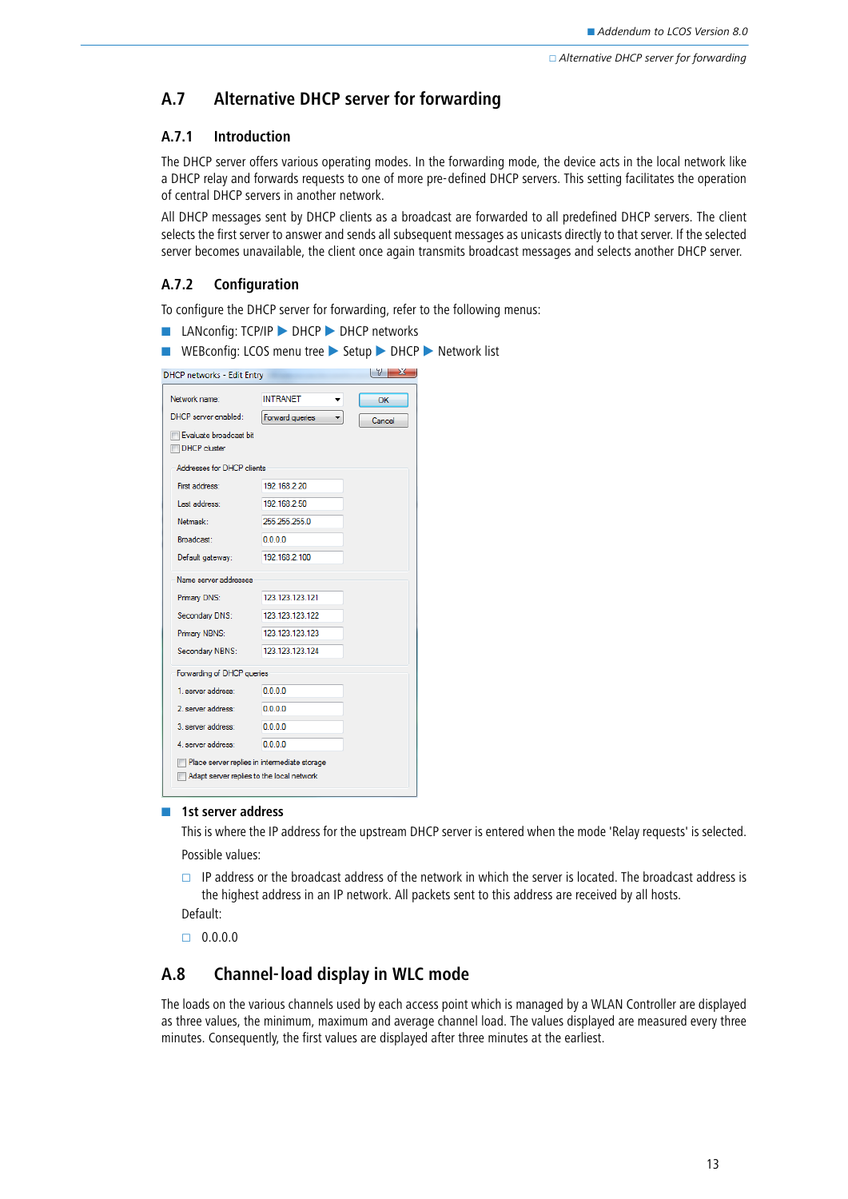## A.7 Alternative DHCP server for forwarding

### A.7.1 Introduction

The DHCP server offers various operating modes. In the forwarding mode, the device acts in the local network like a DHCP relay and forwards requests to one of more pre-defined DHCP servers. This setting facilitates the operation of central DHCP servers in another network.

All DHCP messages sent by DHCP clients as a broadcast are forwarded to all predefined DHCP servers. The client selects the first server to answer and sends all subsequent messages as unicasts directly to that server. If the selected server becomes unavailable, the client once again transmits broadcast messages and selects another DHCP server.

### A.7.2 Configuration

To configure the DHCP server for forwarding, refer to the following menus:

- LANconfig: TCP/IP ▶ DHCP ▶ DHCP networks
- WEBconfig: LCOS menu tree ▶ Setup ▶ DHCP ▶ Network list

DHCP networks - Edit Entry

| | |
|---|---|
| Network name: | INTRANET |
| DHCP server enabled: | Forward queries |
| ☐ Evaluate broadcast bit | |
| ☐ DHCP cluster | |
| **Addresses for DHCP clients** | |
| First address: | 192.168.2.20 |
| Last address: | 192.168.2.50 |
| Netmask: | 255.255.255.0 |
| Broadcast: | 0.0.0.0 |
| Default gateway: | 192.168.2.100 |
| **Name server addresses** | |
| Primary DNS: | 123.123.123.121 |
| Secondary DNS: | 123.123.123.122 |
| Primary NBNS: | 123.123.123.123 |
| Secondary NBNS: | 123.123.123.124 |
| **Forwarding of DHCP queries** | |
| 1. server address: | 0.0.0.0 |
| 2. server address: | 0.0.0.0 |
| 3. server address: | 0.0.0.0 |
| 4. server address: | 0.0.0.0 |
| ☐ Place server replies in intermediate storage | |
| ☐ Adapt server replies to the local network | |

OK / Cancel

- **1st server address**

  This is where the IP address for the upstream DHCP server is entered when the mode 'Relay requests' is selected.

  Possible values:

  - IP address or the broadcast address of the network in which the server is located. The broadcast address is the highest address in an IP network. All packets sent to this address are received by all hosts.

  Default:

  - 0.0.0.0

## A.8 Channel-load display in WLC mode

The loads on the various channels used by each access point which is managed by a WLAN Controller are displayed as three values, the minimum, maximum and average channel load. The values displayed are measured every three minutes. Consequently, the first values are displayed after three minutes at the earliest.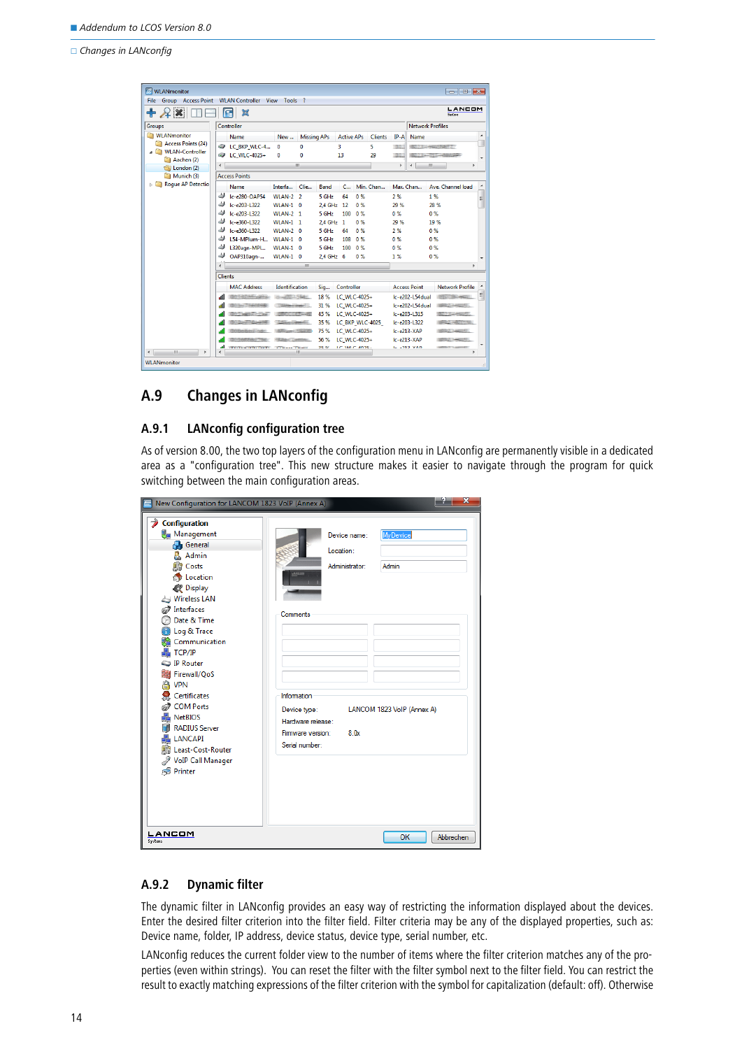## A.9 Changes in LANconfig

### A.9.1 LANconfig configuration tree

As of version 8.00, the two top layers of the configuration menu in LANconfig are permanently visible in a dedicated area as a "configuration tree". This new structure makes it easier to navigate through the program for quick switching between the main configuration areas.

### A.9.2 Dynamic filter

The dynamic filter in LANconfig provides an easy way of restricting the information displayed about the devices. Enter the desired filter criterion into the filter field. Filter criteria may be any of the displayed properties, such as: Device name, folder, IP address, device status, device type, serial number, etc.

LANconfig reduces the current folder view to the number of items where the filter criterion matches any of the properties (even within strings). You can reset the filter with the filter symbol next to the filter field. You can restrict the result to exactly matching expressions of the filter criterion with the symbol for capitalization (default: off). Otherwise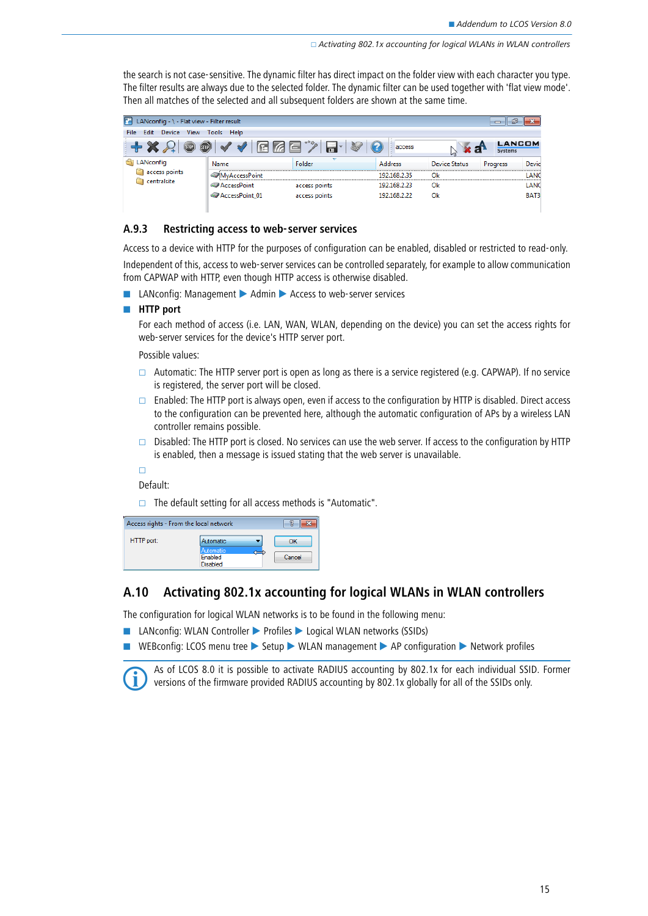the search is not case-sensitive. The dynamic filter has direct impact on the folder view with each character you type. The filter results are always due to the selected folder. The dynamic filter can be used together with 'flat view mode'. Then all matches of the selected and all subsequent folders are shown at the same time.

### A.9.3 Restricting access to web-server services

Access to a device with HTTP for the purposes of configuration can be enabled, disabled or restricted to read-only.

Independent of this, access to web-server services can be controlled separately, for example to allow communication from CAPWAP with HTTP, even though HTTP access is otherwise disabled.

- LANconfig: Management ▶ Admin ▶ Access to web-server services
- **HTTP port**

  For each method of access (i.e. LAN, WAN, WLAN, depending on the device) you can set the access rights for web-server services for the device's HTTP server port.

  Possible values:

  - Automatic: The HTTP server port is open as long as there is a service registered (e.g. CAPWAP). If no service is registered, the server port will be closed.
  - Enabled: The HTTP port is always open, even if access to the configuration by HTTP is disabled. Direct access to the configuration can be prevented here, although the automatic configuration of APs by a wireless LAN controller remains possible.
  - Disabled: The HTTP port is closed. No services can use the web server. If access to the configuration by HTTP is enabled, then a message is issued stating that the web server is unavailable.
  - 

  Default:

  - The default setting for all access methods is "Automatic".

## A.10 Activating 802.1x accounting for logical WLANs in WLAN controllers

The configuration for logical WLAN networks is to be found in the following menu:

- LANconfig: WLAN Controller ▶ Profiles ▶ Logical WLAN networks (SSIDs)
- WEBconfig: LCOS menu tree ▶ Setup ▶ WLAN management ▶ AP configuration ▶ Network profiles

As of LCOS 8.0 it is possible to activate RADIUS accounting by 802.1x for each individual SSID. Former versions of the firmware provided RADIUS accounting by 802.1x globally for all of the SSIDs only.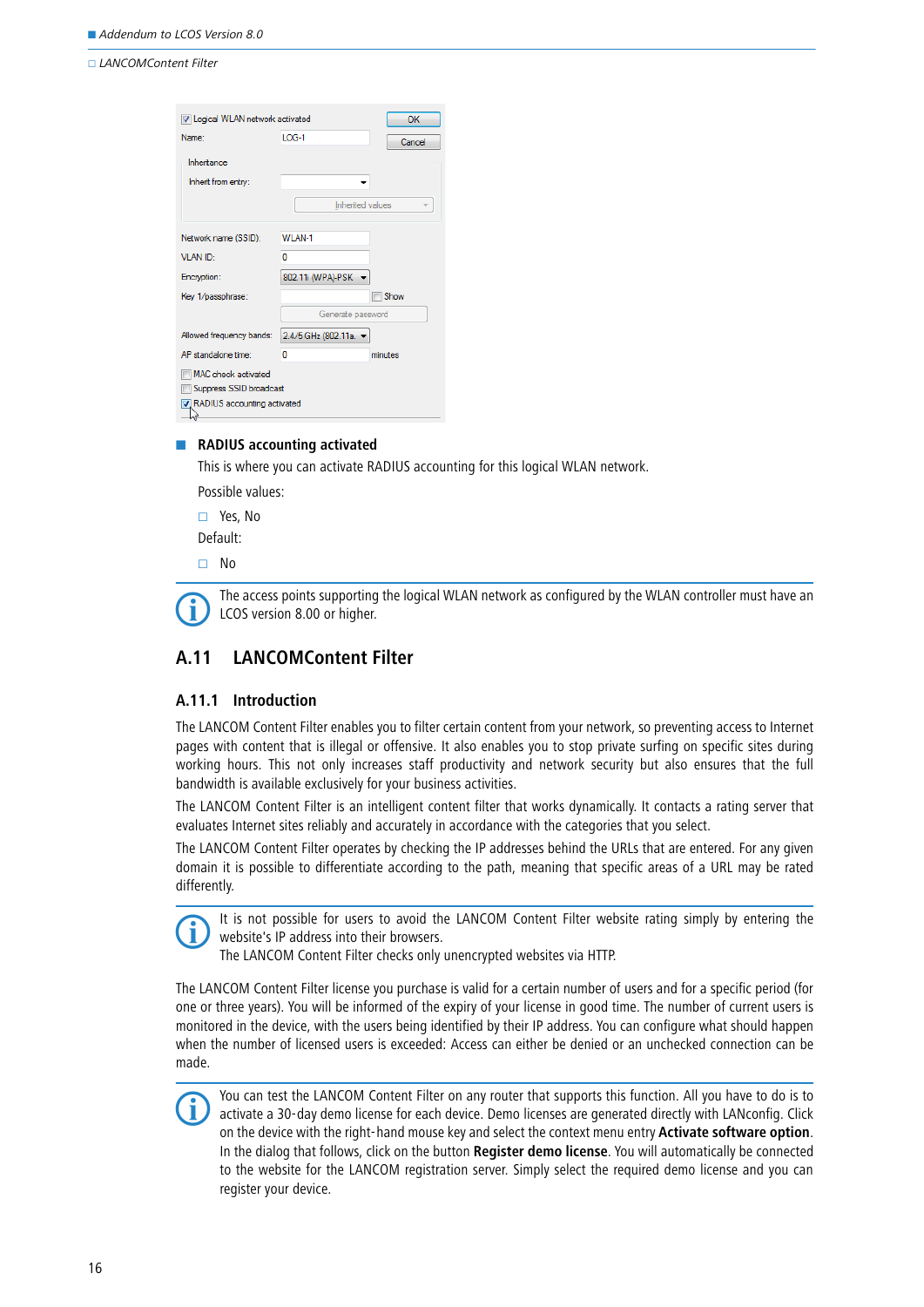- **RADIUS accounting activated**

  This is where you can activate RADIUS accounting for this logical WLAN network.

  Possible values:

  - Yes, No

  Default:

  - No

The access points supporting the logical WLAN network as configured by the WLAN controller must have an LCOS version 8.00 or higher.

## A.11 LANCOMContent Filter

### A.11.1 Introduction

The LANCOM Content Filter enables you to filter certain content from your network, so preventing access to Internet pages with content that is illegal or offensive. It also enables you to stop private surfing on specific sites during working hours. This not only increases staff productivity and network security but also ensures that the full bandwidth is available exclusively for your business activities.

The LANCOM Content Filter is an intelligent content filter that works dynamically. It contacts a rating server that evaluates Internet sites reliably and accurately in accordance with the categories that you select.

The LANCOM Content Filter operates by checking the IP addresses behind the URLs that are entered. For any given domain it is possible to differentiate according to the path, meaning that specific areas of a URL may be rated differently.

It is not possible for users to avoid the LANCOM Content Filter website rating simply by entering the website's IP address into their browsers.
The LANCOM Content Filter checks only unencrypted websites via HTTP.

The LANCOM Content Filter license you purchase is valid for a certain number of users and for a specific period (for one or three years). You will be informed of the expiry of your license in good time. The number of current users is monitored in the device, with the users being identified by their IP address. You can configure what should happen when the number of licensed users is exceeded: Access can either be denied or an unchecked connection can be made.

You can test the LANCOM Content Filter on any router that supports this function. All you have to do is to activate a 30-day demo license for each device. Demo licenses are generated directly with LANconfig. Click on the device with the right-hand mouse key and select the context menu entry **Activate software option**. In the dialog that follows, click on the button **Register demo license**. You will automatically be connected to the website for the LANCOM registration server. Simply select the required demo license and you can register your device.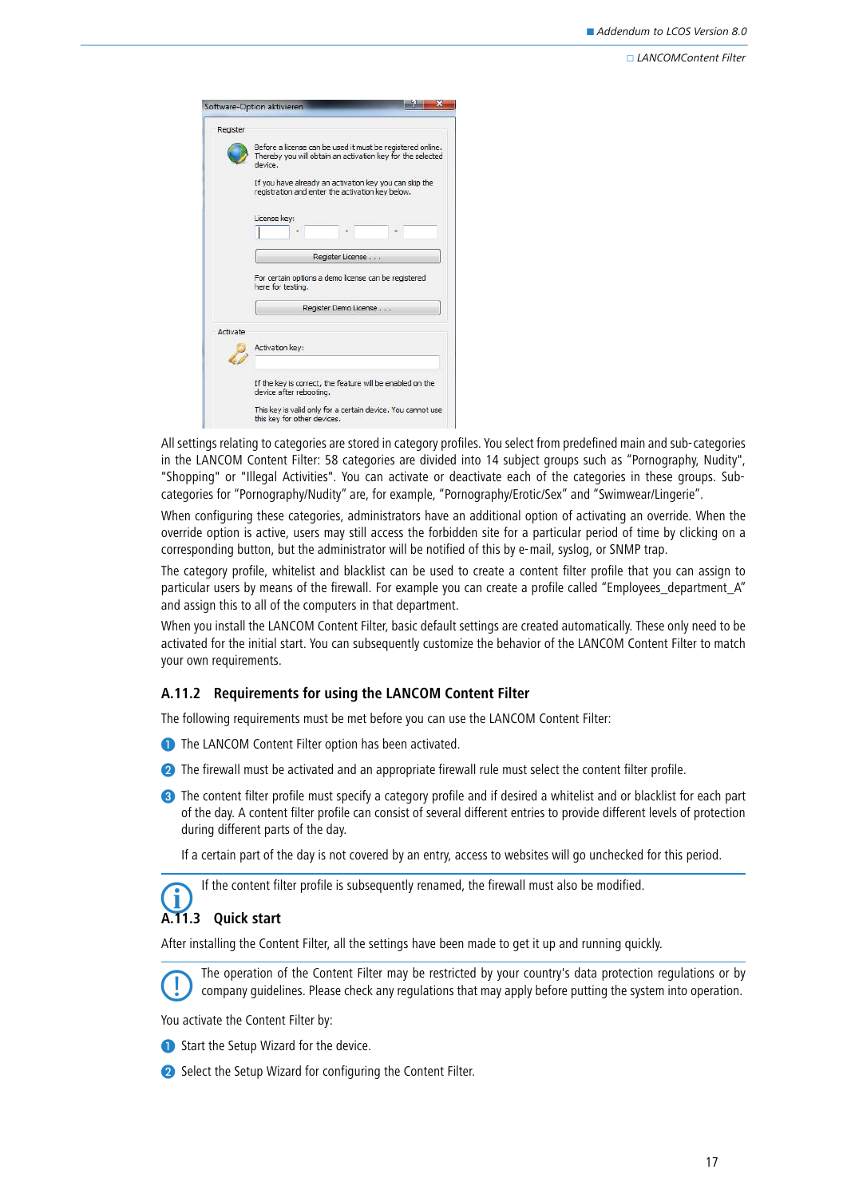All settings relating to categories are stored in category profiles. You select from predefined main and sub-categories in the LANCOM Content Filter: 58 categories are divided into 14 subject groups such as “Pornography, Nudity", "Shopping" or "Illegal Activities". You can activate or deactivate each of the categories in these groups. Sub-categories for “Pornography/Nudity” are, for example, “Pornography/Erotic/Sex” and “Swimwear/Lingerie”.

When configuring these categories, administrators have an additional option of activating an override. When the override option is active, users may still access the forbidden site for a particular period of time by clicking on a corresponding button, but the administrator will be notified of this by e-mail, syslog, or SNMP trap.

The category profile, whitelist and blacklist can be used to create a content filter profile that you can assign to particular users by means of the firewall. For example you can create a profile called “Employees_department_A” and assign this to all of the computers in that department.

When you install the LANCOM Content Filter, basic default settings are created automatically. These only need to be activated for the initial start. You can subsequently customize the behavior of the LANCOM Content Filter to match your own requirements.

### A.11.2 Requirements for using the LANCOM Content Filter

The following requirements must be met before you can use the LANCOM Content Filter:

1. The LANCOM Content Filter option has been activated.
2. The firewall must be activated and an appropriate firewall rule must select the content filter profile.
3. The content filter profile must specify a category profile and if desired a whitelist and or blacklist for each part of the day. A content filter profile can consist of several different entries to provide different levels of protection during different parts of the day.

   If a certain part of the day is not covered by an entry, access to websites will go unchecked for this period.

If the content filter profile is subsequently renamed, the firewall must also be modified.

### A.11.3 Quick start

After installing the Content Filter, all the settings have been made to get it up and running quickly.

The operation of the Content Filter may be restricted by your country's data protection regulations or by company guidelines. Please check any regulations that may apply before putting the system into operation.

You activate the Content Filter by:

1. Start the Setup Wizard for the device.
2. Select the Setup Wizard for configuring the Content Filter.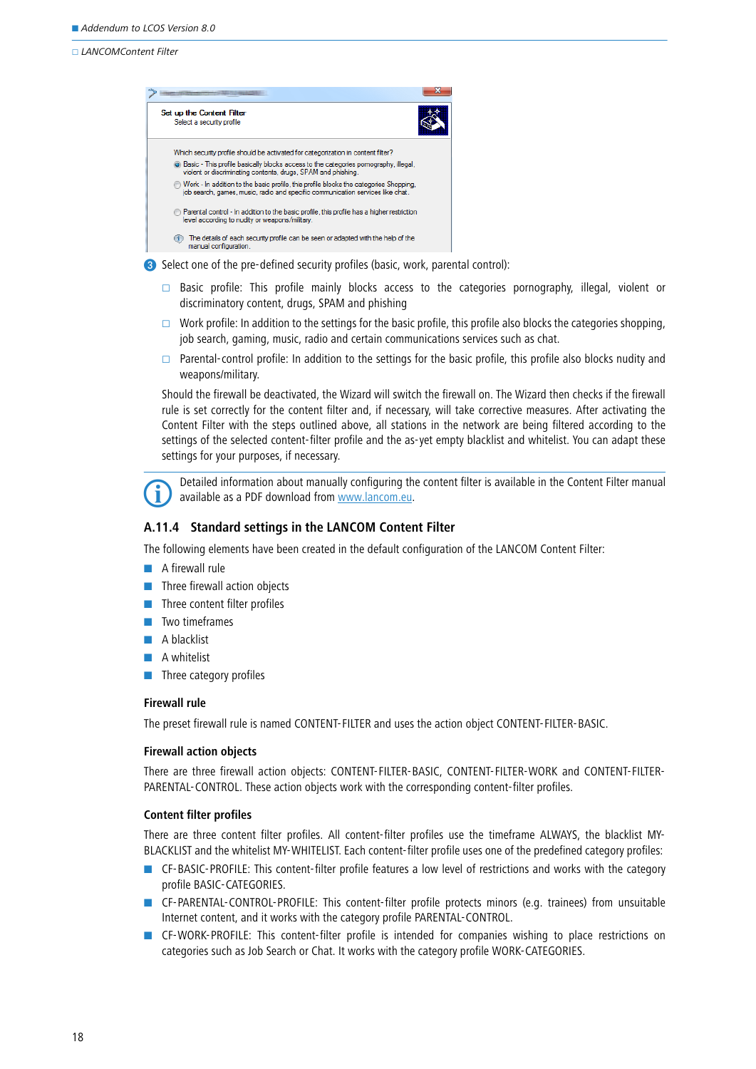Set up the Content Filter
Select a security profile

Which security profile should be activated for categorization in content filter?

- Basic - This profile basically blocks access to the categories pornography, illegal, violent or discriminating contents, drugs, SPAM and phishing.
- Work - In addition to the basic profile, this profile blocks the categories Shopping, job search, games, music, radio and specific communication services like chat.
- Parental control - In addition to the basic profile, this profile has a higher restriction level according to nudity or weapons/military.

The details of each security profile can be seen or adapted with the help of the manual configuration.

3. Select one of the pre-defined security profiles (basic, work, parental control):

   - Basic profile: This profile mainly blocks access to the categories pornography, illegal, violent or discriminatory content, drugs, SPAM and phishing
   - Work profile: In addition to the settings for the basic profile, this profile also blocks the categories shopping, job search, gaming, music, radio and certain communications services such as chat.
   - Parental-control profile: In addition to the settings for the basic profile, this profile also blocks nudity and weapons/military.

   Should the firewall be deactivated, the Wizard will switch the firewall on. The Wizard then checks if the firewall rule is set correctly for the content filter and, if necessary, will take corrective measures. After activating the Content Filter with the steps outlined above, all stations in the network are being filtered according to the settings of the selected content-filter profile and the as-yet empty blacklist and whitelist. You can adapt these settings for your purposes, if necessary.

Detailed information about manually configuring the content filter is available in the Content Filter manual available as a PDF download from www.lancom.eu.

### A.11.4 Standard settings in the LANCOM Content Filter

The following elements have been created in the default configuration of the LANCOM Content Filter:

- A firewall rule
- Three firewall action objects
- Three content filter profiles
- Two timeframes
- A blacklist
- A whitelist
- Three category profiles

#### Firewall rule

The preset firewall rule is named CONTENT-FILTER and uses the action object CONTENT-FILTER-BASIC.

#### Firewall action objects

There are three firewall action objects: CONTENT-FILTER-BASIC, CONTENT-FILTER-WORK and CONTENT-FILTER-PARENTAL-CONTROL. These action objects work with the corresponding content-filter profiles.

#### Content filter profiles

There are three content filter profiles. All content-filter profiles use the timeframe ALWAYS, the blacklist MY-BLACKLIST and the whitelist MY-WHITELIST. Each content-filter profile uses one of the predefined category profiles:

- CF-BASIC-PROFILE: This content-filter profile features a low level of restrictions and works with the category profile BASIC-CATEGORIES.
- CF-PARENTAL-CONTROL-PROFILE: This content-filter profile protects minors (e.g. trainees) from unsuitable Internet content, and it works with the category profile PARENTAL-CONTROL.
- CF-WORK-PROFILE: This content-filter profile is intended for companies wishing to place restrictions on categories such as Job Search or Chat. It works with the category profile WORK-CATEGORIES.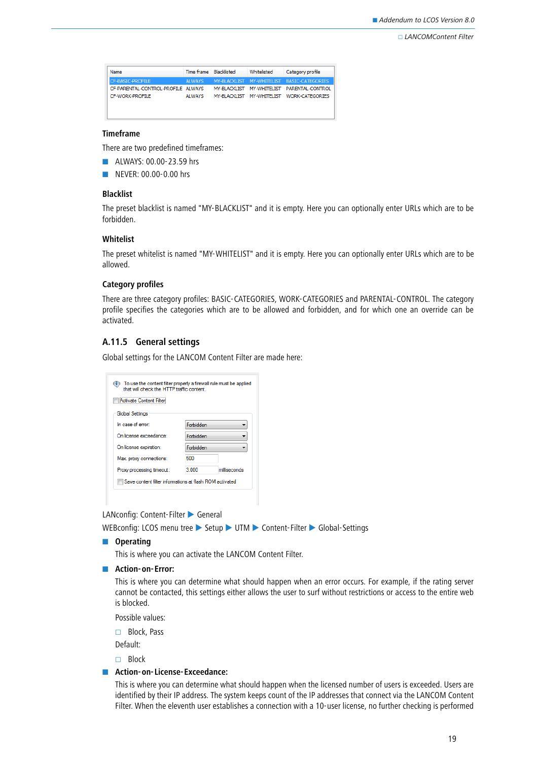| Name | Time frame | Blacklisted | Whitelisted | Category profile |
|---|---|---|---|---|
| CF-BASIC-PROFILE | ALWAYS | MY-BLACKLIST | MY-WHITELIST | BASIC-CATEGORIES |
| CF-PARENTAL-CONTROL-PROFILE | ALWAYS | MY-BLACKLIST | MY-WHITELIST | PARENTAL-CONTROL |
| CF-WORK-PROFILE | ALWAYS | MY-BLACKLIST | MY-WHITELIST | WORK-CATEGORIES |

#### Timeframe

There are two predefined timeframes:

- ALWAYS: 00.00-23.59 hrs
- NEVER: 00.00-0.00 hrs

#### Blacklist

The preset blacklist is named "MY-BLACKLIST" and it is empty. Here you can optionally enter URLs which are to be forbidden.

#### Whitelist

The preset whitelist is named "MY-WHITELIST" and it is empty. Here you can optionally enter URLs which are to be allowed.

#### Category profiles

There are three category profiles: BASIC-CATEGORIES, WORK-CATEGORIES and PARENTAL-CONTROL. The category profile specifies the categories which are to be allowed and forbidden, and for which one an override can be activated.

### A.11.5 General settings

Global settings for the LANCOM Content Filter are made here:

To use the content filter properly a firewall rule must be applied that will check the HTTP traffic content.

☐ Activate Content Filter

Global Settings

| | |
|---|---|
| In case of error: | Forbidden |
| On license exceedance: | Forbidden |
| On license expiration: | Forbidden |
| Max. proxy connections: | 500 |
| Proxy processing timeout: | 3.000 milliseconds |

☐ Save content filter informations at flash ROM activated

LANconfig: Content-Filter ▶ General

WEBconfig: LCOS menu tree ▶ Setup ▶ UTM ▶ Content-Filter ▶ Global-Settings

- **Operating**

  This is where you can activate the LANCOM Content Filter.

- **Action-on-Error:**

  This is where you can determine what should happen when an error occurs. For example, if the rating server cannot be contacted, this settings either allows the user to surf without restrictions or access to the entire web is blocked.

  Possible values:

  - Block, Pass

  Default:

  - Block

- **Action-on-License-Exceedance:**

  This is where you can determine what should happen when the licensed number of users is exceeded. Users are identified by their IP address. The system keeps count of the IP addresses that connect via the LANCOM Content Filter. When the eleventh user establishes a connection with a 10-user license, no further checking is performed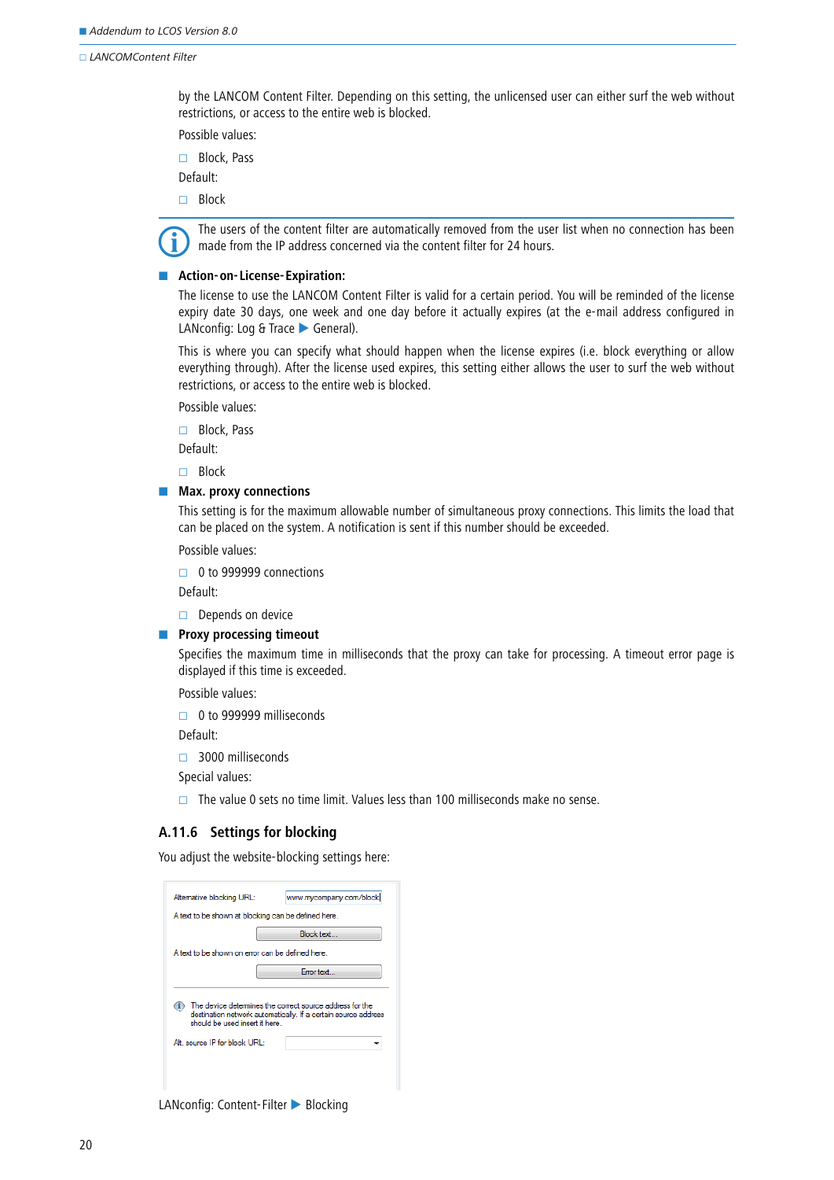by the LANCOM Content Filter. Depending on this setting, the unlicensed user can either surf the web without restrictions, or access to the entire web is blocked.

Possible values:

- Block, Pass

Default:

- Block

> The users of the content filter are automatically removed from the user list when no connection has been made from the IP address concerned via the content filter for 24 hours.

- **Action-on-License-Expiration:**

  The license to use the LANCOM Content Filter is valid for a certain period. You will be reminded of the license expiry date 30 days, one week and one day before it actually expires (at the e-mail address configured in LANconfig: Log & Trace ▶ General).

  This is where you can specify what should happen when the license expires (i.e. block everything or allow everything through). After the license used expires, this setting either allows the user to surf the web without restrictions, or access to the entire web is blocked.

  Possible values:

  - Block, Pass

  Default:

  - Block

- **Max. proxy connections**

  This setting is for the maximum allowable number of simultaneous proxy connections. This limits the load that can be placed on the system. A notification is sent if this number should be exceeded.

  Possible values:

  - 0 to 999999 connections

  Default:

  - Depends on device

- **Proxy processing timeout**

  Specifies the maximum time in milliseconds that the proxy can take for processing. A timeout error page is displayed if this time is exceeded.

  Possible values:

  - 0 to 999999 milliseconds

  Default:

  - 3000 milliseconds

  Special values:

  - The value 0 sets no time limit. Values less than 100 milliseconds make no sense.

## A.11.6 Settings for blocking

You adjust the website-blocking settings here:

Alternative blocking URL: www.mycompany.com/block

A text to be shown at blocking can be defined here.

Block text...

A text to be shown on error can be defined here.

Error text...

The device determines the correct source address for the destination network automatically. If a certain source address should be used insert it here.

Alt. source IP for block URL:

LANconfig: Content-Filter ▶ Blocking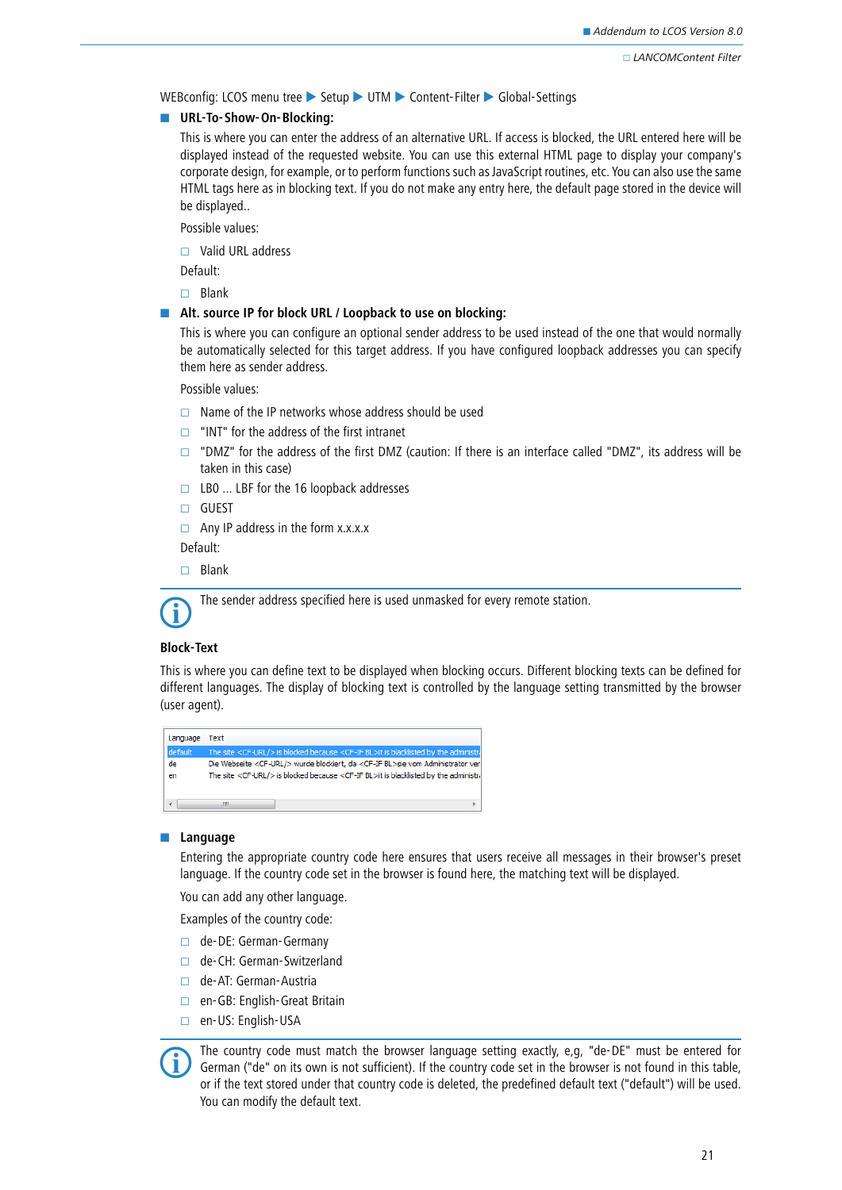WEBconfig: LCOS menu tree ▶ Setup ▶ UTM ▶ Content-Filter ▶ Global-Settings

- **URL-To-Show-On-Blocking:**

  This is where you can enter the address of an alternative URL. If access is blocked, the URL entered here will be displayed instead of the requested website. You can use this external HTML page to display your company's corporate design, for example, or to perform functions such as JavaScript routines, etc. You can also use the same HTML tags here as in blocking text. If you do not make any entry here, the default page stored in the device will be displayed..

  Possible values:

  - Valid URL address

  Default:

  - Blank

- **Alt. source IP for block URL / Loopback to use on blocking:**

  This is where you can configure an optional sender address to be used instead of the one that would normally be automatically selected for this target address. If you have configured loopback addresses you can specify them here as sender address.

  Possible values:

  - Name of the IP networks whose address should be used
  - "INT" for the address of the first intranet
  - "DMZ" for the address of the first DMZ (caution: If there is an interface called "DMZ", its address will be taken in this case)
  - LB0 ... LBF for the 16 loopback addresses
  - GUEST
  - Any IP address in the form x.x.x.x

  Default:

  - Blank

The sender address specified here is used unmasked for every remote station.

### Block-Text

This is where you can define text to be displayed when blocking occurs. Different blocking texts can be defined for different languages. The display of blocking text is controlled by the language setting transmitted by the browser (user agent).

| Language | Text |
|---|---|
| default | The site <CF-URL/> is blocked because <CF-IF BL>it is blacklisted by the administr |
| de | Die Webseite <CF-URL/> wurde blockiert, da <CF-IF BL>sie vom Administrator ver |
| en | The site <CF-URL/> is blocked because <CF-IF BL>it is blacklisted by the administr |

- **Language**

  Entering the appropriate country code here ensures that users receive all messages in their browser's preset language. If the country code set in the browser is found here, the matching text will be displayed.

  You can add any other language.

  Examples of the country code:

  - de-DE: German-Germany
  - de-CH: German-Switzerland
  - de-AT: German-Austria
  - en-GB: English-Great Britain
  - en-US: English-USA

The country code must match the browser language setting exactly, e,g, "de-DE" must be entered for German ("de" on its own is not sufficient). If the country code set in the browser is not found in this table, or if the text stored under that country code is deleted, the predefined default text ("default") will be used. You can modify the default text.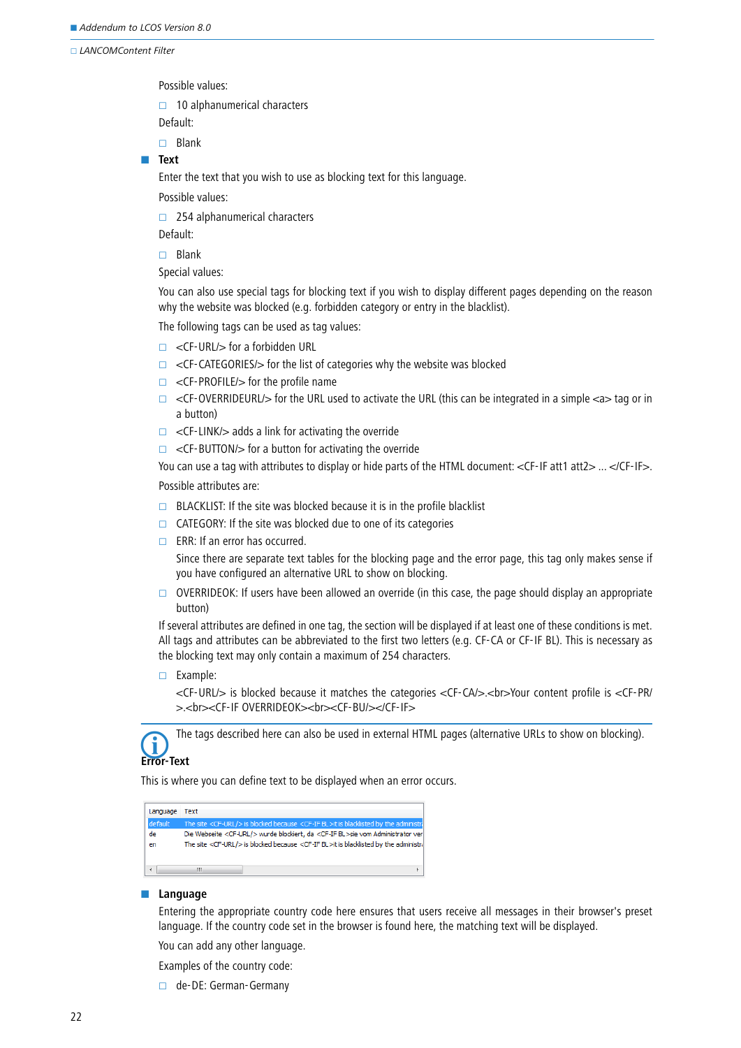Possible values:

- 10 alphanumerical characters

Default:

- Blank

- **Text**

  Enter the text that you wish to use as blocking text for this language.

  Possible values:

  - 254 alphanumerical characters

  Default:

  - Blank

  Special values:

  You can also use special tags for blocking text if you wish to display different pages depending on the reason why the website was blocked (e.g. forbidden category or entry in the blacklist).

  The following tags can be used as tag values:

  - <CF-URL/> for a forbidden URL
  - <CF-CATEGORIES/> for the list of categories why the website was blocked
  - <CF-PROFILE/> for the profile name
  - <CF-OVERRIDEURL/> for the URL used to activate the URL (this can be integrated in a simple <a> tag or in a button)
  - <CF-LINK/> adds a link for activating the override
  - <CF-BUTTON/> for a button for activating the override

  You can use a tag with attributes to display or hide parts of the HTML document: <CF-IF att1 att2> ... </CF-IF>.

  Possible attributes are:

  - BLACKLIST: If the site was blocked because it is in the profile blacklist
  - CATEGORY: If the site was blocked due to one of its categories
  - ERR: If an error has occurred.

    Since there are separate text tables for the blocking page and the error page, this tag only makes sense if you have configured an alternative URL to show on blocking.
  - OVERRIDEOK: If users have been allowed an override (in this case, the page should display an appropriate button)

  If several attributes are defined in one tag, the section will be displayed if at least one of these conditions is met. All tags and attributes can be abbreviated to the first two letters (e.g. CF-CA or CF-IF BL). This is necessary as the blocking text may only contain a maximum of 254 characters.

  - Example:

    <CF-URL/> is blocked because it matches the categories <CF-CA/>.<br>Your content profile is <CF-PR/>.<br><CF-IF OVERRIDEOK><br><CF-BU/></CF-IF>

The tags described here can also be used in external HTML pages (alternative URLs to show on blocking).

**Error-Text**

This is where you can define text to be displayed when an error occurs.

| Language | Text |
|---|---|
| default | The site <CF-URL/> is blocked because <CF-IF BL>it is blacklisted by the administr |
| de | Die Webseite <CF-URL/> wurde blockiert, da <CF-IF BL>sie vom Administrator ver |
| en | The site <CF-URL/> is blocked because <CF-IF BL>it is blacklisted by the administr |

- **Language**

  Entering the appropriate country code here ensures that users receive all messages in their browser's preset language. If the country code set in the browser is found here, the matching text will be displayed.

  You can add any other language.

  Examples of the country code:

  - de-DE: German-Germany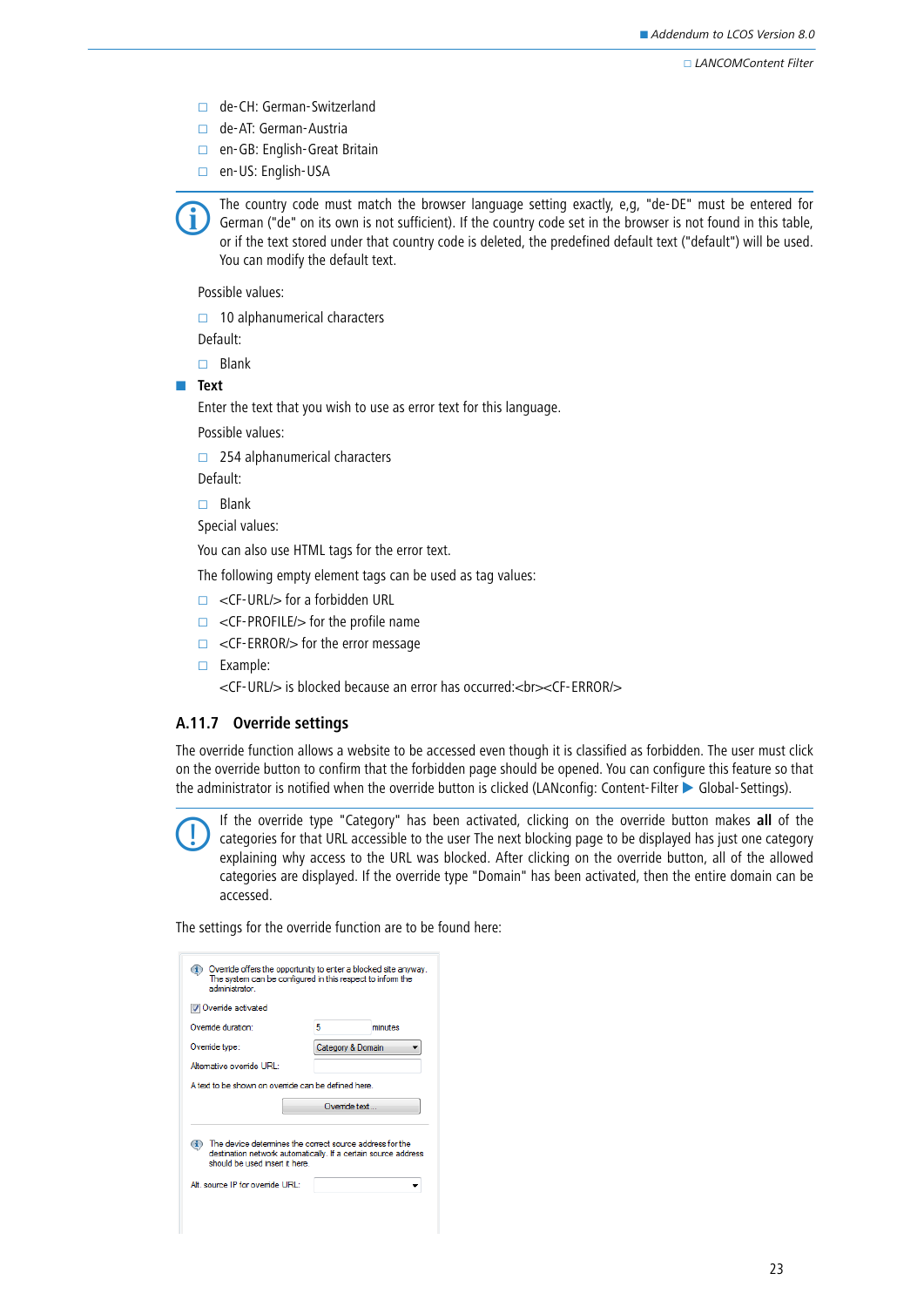- de-CH: German-Switzerland
- de-AT: German-Austria
- en-GB: English-Great Britain
- en-US: English-USA

The country code must match the browser language setting exactly, e,g, "de-DE" must be entered for German ("de" on its own is not sufficient). If the country code set in the browser is not found in this table, or if the text stored under that country code is deleted, the predefined default text ("default") will be used. You can modify the default text.

Possible values:

- 10 alphanumerical characters

Default:

- Blank

- **Text**

  Enter the text that you wish to use as error text for this language.

  Possible values:

  - 254 alphanumerical characters

  Default:

  - Blank

  Special values:

  You can also use HTML tags for the error text.

  The following empty element tags can be used as tag values:

  - <CF-URL/> for a forbidden URL
  - <CF-PROFILE/> for the profile name
  - <CF-ERROR/> for the error message
  - Example:
    <CF-URL/> is blocked because an error has occurred:<br><CF-ERROR/>

### A.11.7 Override settings

The override function allows a website to be accessed even though it is classified as forbidden. The user must click on the override button to confirm that the forbidden page should be opened. You can configure this feature so that the administrator is notified when the override button is clicked (LANconfig: Content-Filter ▶ Global-Settings).

If the override type "Category" has been activated, clicking on the override button makes **all** of the categories for that URL accessible to the user The next blocking page to be displayed has just one category explaining why access to the URL was blocked. After clicking on the override button, all of the allowed categories are displayed. If the override type "Domain" has been activated, then the entire domain can be accessed.

The settings for the override function are to be found here:

Override offers the opportunity to enter a blocked site anyway. The system can be configured in this respect to inform the administrator.

☑ Override activated

Override duration: 5 minutes

Override type: Category & Domain

Alternative override URL:

A text to be shown on override can be defined here.

[Override text...]

The device determines the correct source address for the destination network automatically. If a certain source address should be used insert it here.

Alt. source IP for override URL: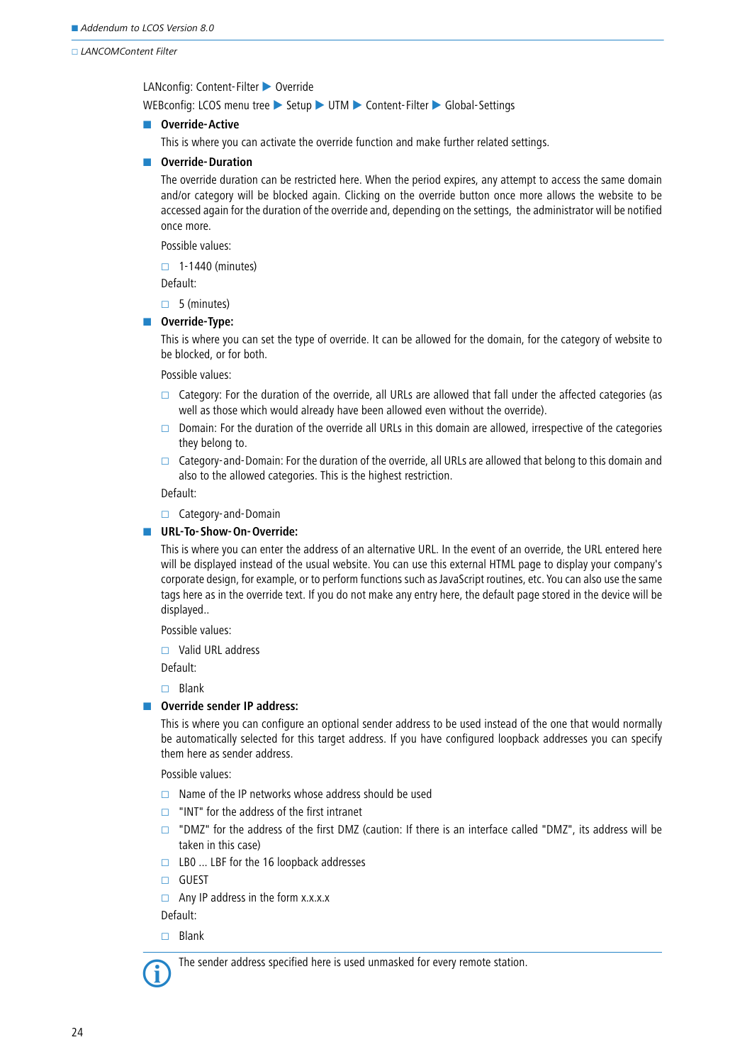LANconfig: Content-Filter ▶ Override

WEBconfig: LCOS menu tree ▶ Setup ▶ UTM ▶ Content-Filter ▶ Global-Settings

- **Override-Active**

  This is where you can activate the override function and make further related settings.

- **Override-Duration**

  The override duration can be restricted here. When the period expires, any attempt to access the same domain and/or category will be blocked again. Clicking on the override button once more allows the website to be accessed again for the duration of the override and, depending on the settings, the administrator will be notified once more.

  Possible values:

  - 1-1440 (minutes)

  Default:

  - 5 (minutes)

- **Override-Type:**

  This is where you can set the type of override. It can be allowed for the domain, for the category of website to be blocked, or for both.

  Possible values:

  - Category: For the duration of the override, all URLs are allowed that fall under the affected categories (as well as those which would already have been allowed even without the override).
  - Domain: For the duration of the override all URLs in this domain are allowed, irrespective of the categories they belong to.
  - Category-and-Domain: For the duration of the override, all URLs are allowed that belong to this domain and also to the allowed categories. This is the highest restriction.

  Default:

  - Category-and-Domain

- **URL-To-Show-On-Override:**

  This is where you can enter the address of an alternative URL. In the event of an override, the URL entered here will be displayed instead of the usual website. You can use this external HTML page to display your company's corporate design, for example, or to perform functions such as JavaScript routines, etc. You can also use the same tags here as in the override text. If you do not make any entry here, the default page stored in the device will be displayed..

  Possible values:

  - Valid URL address

  Default:

  - Blank

- **Override sender IP address:**

  This is where you can configure an optional sender address to be used instead of the one that would normally be automatically selected for this target address. If you have configured loopback addresses you can specify them here as sender address.

  Possible values:

  - Name of the IP networks whose address should be used
  - "INT" for the address of the first intranet
  - "DMZ" for the address of the first DMZ (caution: If there is an interface called "DMZ", its address will be taken in this case)
  - LB0 ... LBF for the 16 loopback addresses
  - GUEST
  - Any IP address in the form x.x.x.x

  Default:

  - Blank

The sender address specified here is used unmasked for every remote station.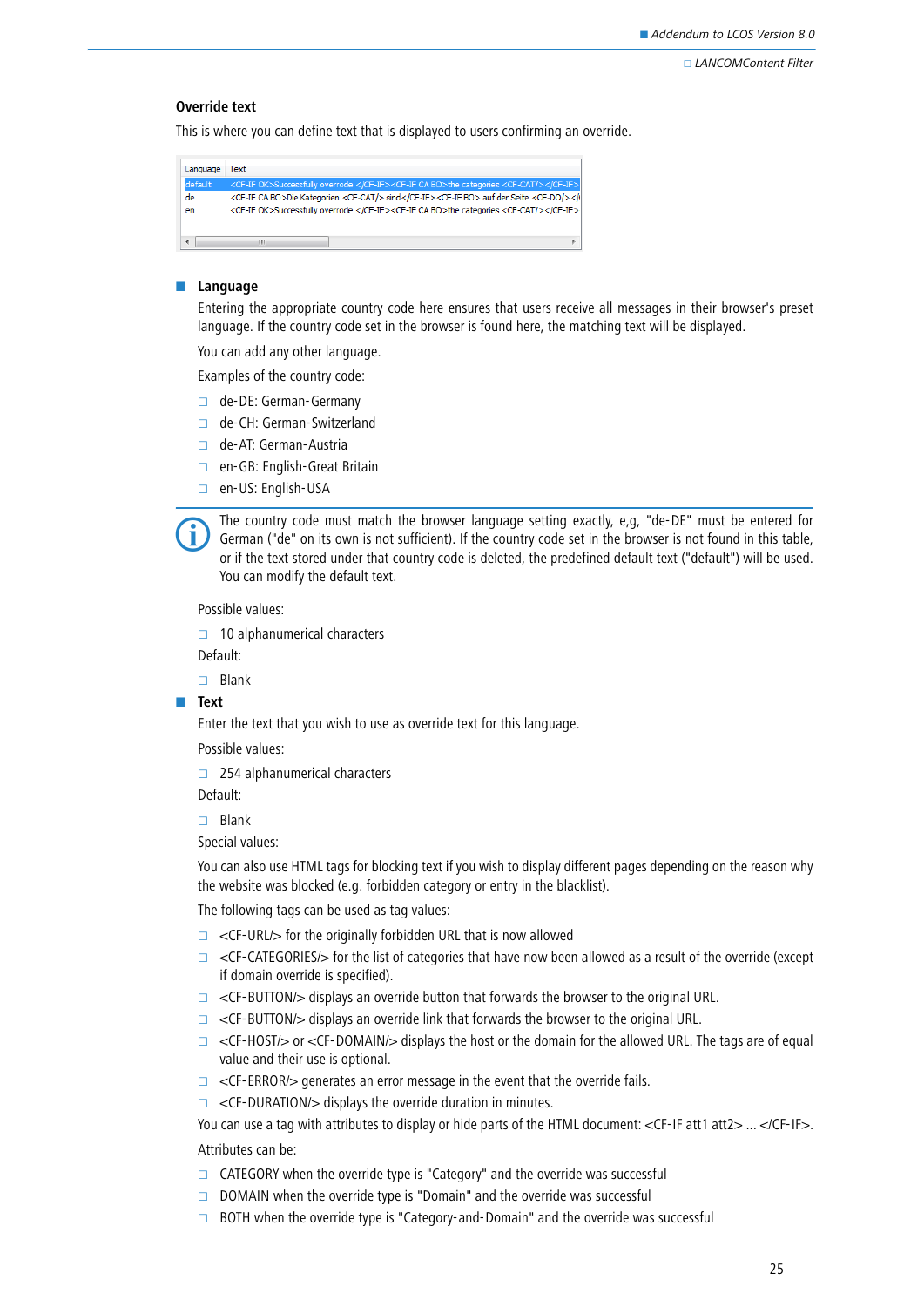### Override text

This is where you can define text that is displayed to users confirming an override.

| Language | Text |
|---|---|
| default | <CF-IF OK>Successfully overrode </CF-IF><CF-IF CA BO>the categories <CF-CAT/></CF-IF> |
| de | <CF-IF CA BO>Die Kategorien <CF-CAT/> sind</CF-IF><CF-IF BO> auf der Seite <CF-DO/></ |
| en | <CF-IF OK>Successfully overrode </CF-IF><CF-IF CA BO>the categories <CF-CAT/></CF-IF> |

- **Language**

  Entering the appropriate country code here ensures that users receive all messages in their browser's preset language. If the country code set in the browser is found here, the matching text will be displayed.

  You can add any other language.

  Examples of the country code:

  - de-DE: German-Germany
  - de-CH: German-Switzerland
  - de-AT: German-Austria
  - en-GB: English-Great Britain
  - en-US: English-USA

  The country code must match the browser language setting exactly, e,g, "de-DE" must be entered for German ("de" on its own is not sufficient). If the country code set in the browser is not found in this table, or if the text stored under that country code is deleted, the predefined default text ("default") will be used. You can modify the default text.

  Possible values:

  - 10 alphanumerical characters

  Default:

  - Blank

- **Text**

  Enter the text that you wish to use as override text for this language.

  Possible values:

  - 254 alphanumerical characters

  Default:

  - Blank

  Special values:

  You can also use HTML tags for blocking text if you wish to display different pages depending on the reason why the website was blocked (e.g. forbidden category or entry in the blacklist).

  The following tags can be used as tag values:

  - <CF-URL/> for the originally forbidden URL that is now allowed
  - <CF-CATEGORIES/> for the list of categories that have now been allowed as a result of the override (except if domain override is specified).
  - <CF-BUTTON/> displays an override button that forwards the browser to the original URL.
  - <CF-BUTTON/> displays an override link that forwards the browser to the original URL.
  - <CF-HOST/> or <CF-DOMAIN/> displays the host or the domain for the allowed URL. The tags are of equal value and their use is optional.
  - <CF-ERROR/> generates an error message in the event that the override fails.
  - <CF-DURATION/> displays the override duration in minutes.

  You can use a tag with attributes to display or hide parts of the HTML document: <CF-IF att1 att2> ... </CF-IF>.

  Attributes can be:

  - CATEGORY when the override type is "Category" and the override was successful
  - DOMAIN when the override type is "Domain" and the override was successful
  - BOTH when the override type is "Category-and-Domain" and the override was successful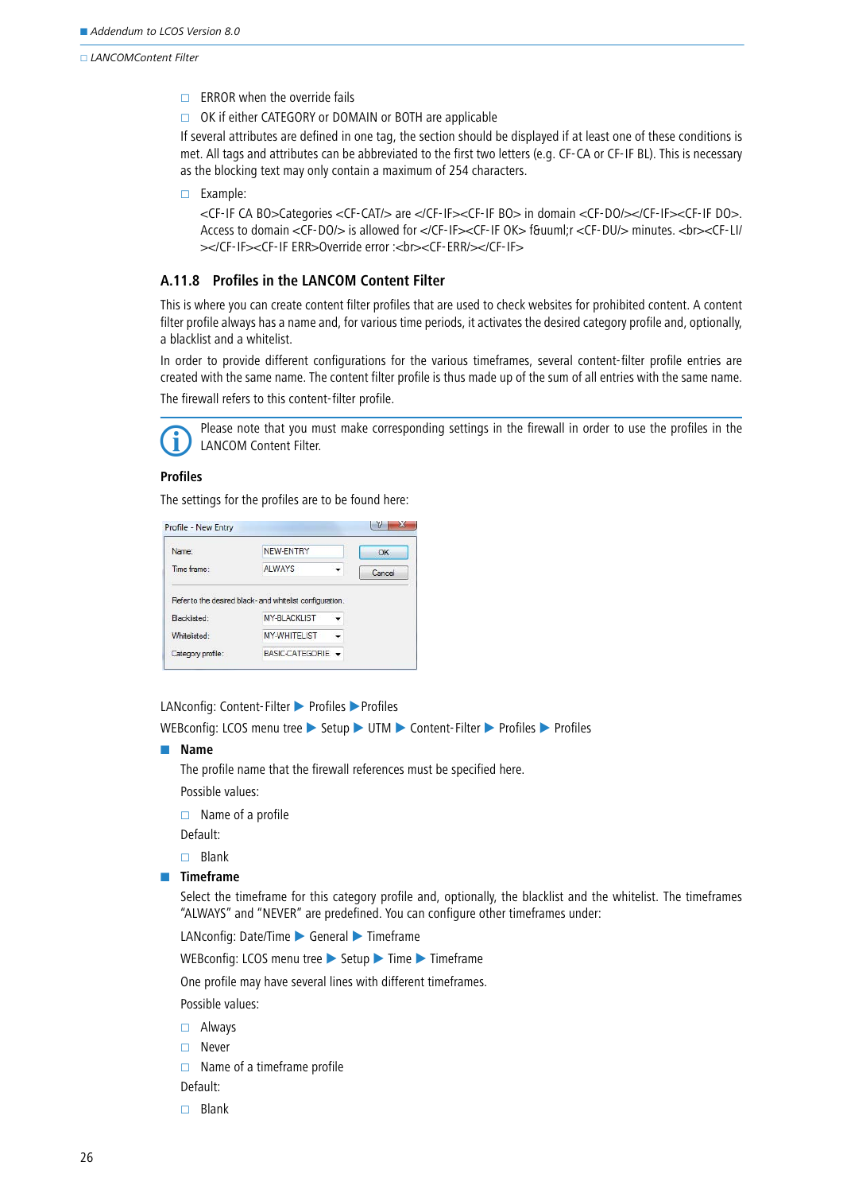- ERROR when the override fails
- OK if either CATEGORY or DOMAIN or BOTH are applicable

If several attributes are defined in one tag, the section should be displayed if at least one of these conditions is met. All tags and attributes can be abbreviated to the first two letters (e.g. CF-CA or CF-IF BL). This is necessary as the blocking text may only contain a maximum of 254 characters.

- Example:
  <CF-IF CA BO>Categories <CF-CAT/> are </CF-IF><CF-IF BO> in domain <CF-DO/></CF-IF><CF-IF DO>. Access to domain <CF-DO/> is allowed for </CF-IF><CF-IF OK> f&uuml;r <CF-DU/> minutes. <br><CF-LI/></CF-IF><CF-IF ERR>Override error :<br><CF-ERR/></CF-IF>

## A.11.8 Profiles in the LANCOM Content Filter

This is where you can create content filter profiles that are used to check websites for prohibited content. A content filter profile always has a name and, for various time periods, it activates the desired category profile and, optionally, a blacklist and a whitelist.

In order to provide different configurations for the various timeframes, several content-filter profile entries are created with the same name. The content filter profile is thus made up of the sum of all entries with the same name.

The firewall refers to this content-filter profile.

Please note that you must make corresponding settings in the firewall in order to use the profiles in the LANCOM Content Filter.

### Profiles

The settings for the profiles are to be found here:

LANconfig: Content-Filter ▶ Profiles ▶ Profiles

WEBconfig: LCOS menu tree ▶ Setup ▶ UTM ▶ Content-Filter ▶ Profiles ▶ Profiles

- **Name**

  The profile name that the firewall references must be specified here.

  Possible values:

  - Name of a profile

  Default:

  - Blank

- **Timeframe**

  Select the timeframe for this category profile and, optionally, the blacklist and the whitelist. The timeframes "ALWAYS" and "NEVER" are predefined. You can configure other timeframes under:

  LANconfig: Date/Time ▶ General ▶ Timeframe

  WEBconfig: LCOS menu tree ▶ Setup ▶ Time ▶ Timeframe

  One profile may have several lines with different timeframes.

  Possible values:

  - Always
  - Never
  - Name of a timeframe profile

  Default:

  - Blank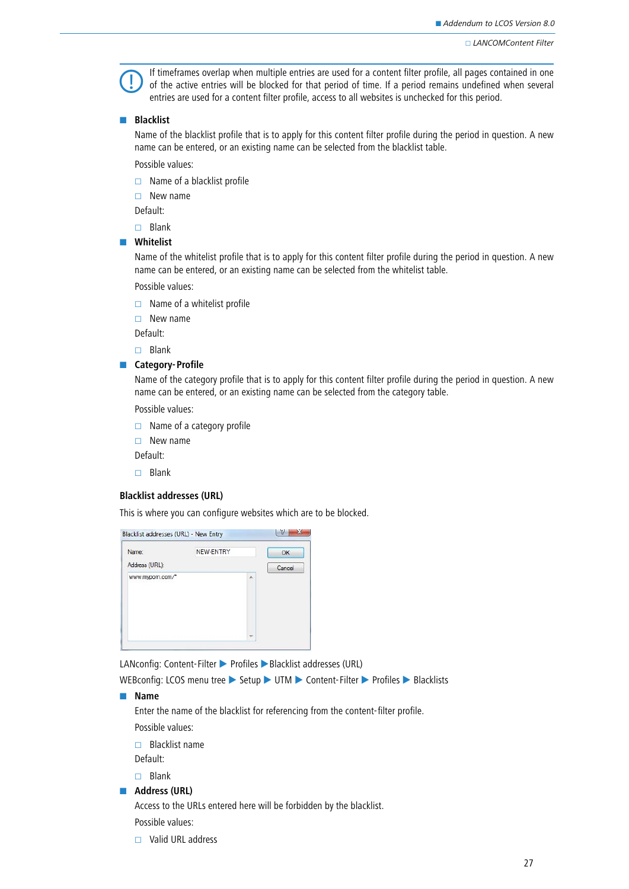If timeframes overlap when multiple entries are used for a content filter profile, all pages contained in one of the active entries will be blocked for that period of time. If a period remains undefined when several entries are used for a content filter profile, access to all websites is unchecked for this period.

- **Blacklist**

  Name of the blacklist profile that is to apply for this content filter profile during the period in question. A new name can be entered, or an existing name can be selected from the blacklist table.

  Possible values:

  - Name of a blacklist profile
  - New name

  Default:

  - Blank

- **Whitelist**

  Name of the whitelist profile that is to apply for this content filter profile during the period in question. A new name can be entered, or an existing name can be selected from the whitelist table.

  Possible values:

  - Name of a whitelist profile
  - New name

  Default:

  - Blank

- **Category-Profile**

  Name of the category profile that is to apply for this content filter profile during the period in question. A new name can be entered, or an existing name can be selected from the category table.

  Possible values:

  - Name of a category profile
  - New name

  Default:

  - Blank

### Blacklist addresses (URL)

This is where you can configure websites which are to be blocked.

Blacklist addresses (URL) - New Entry

Name: NEW-ENTRY

Address (URL):

www.myporn.com/*

OK

Cancel

LANconfig: Content-Filter ▶ Profiles ▶ Blacklist addresses (URL)

WEBconfig: LCOS menu tree ▶ Setup ▶ UTM ▶ Content-Filter ▶ Profiles ▶ Blacklists

- **Name**

  Enter the name of the blacklist for referencing from the content-filter profile.

  Possible values:

  - Blacklist name

  Default:

  - Blank

- **Address (URL)**

  Access to the URLs entered here will be forbidden by the blacklist.

  Possible values:

  - Valid URL address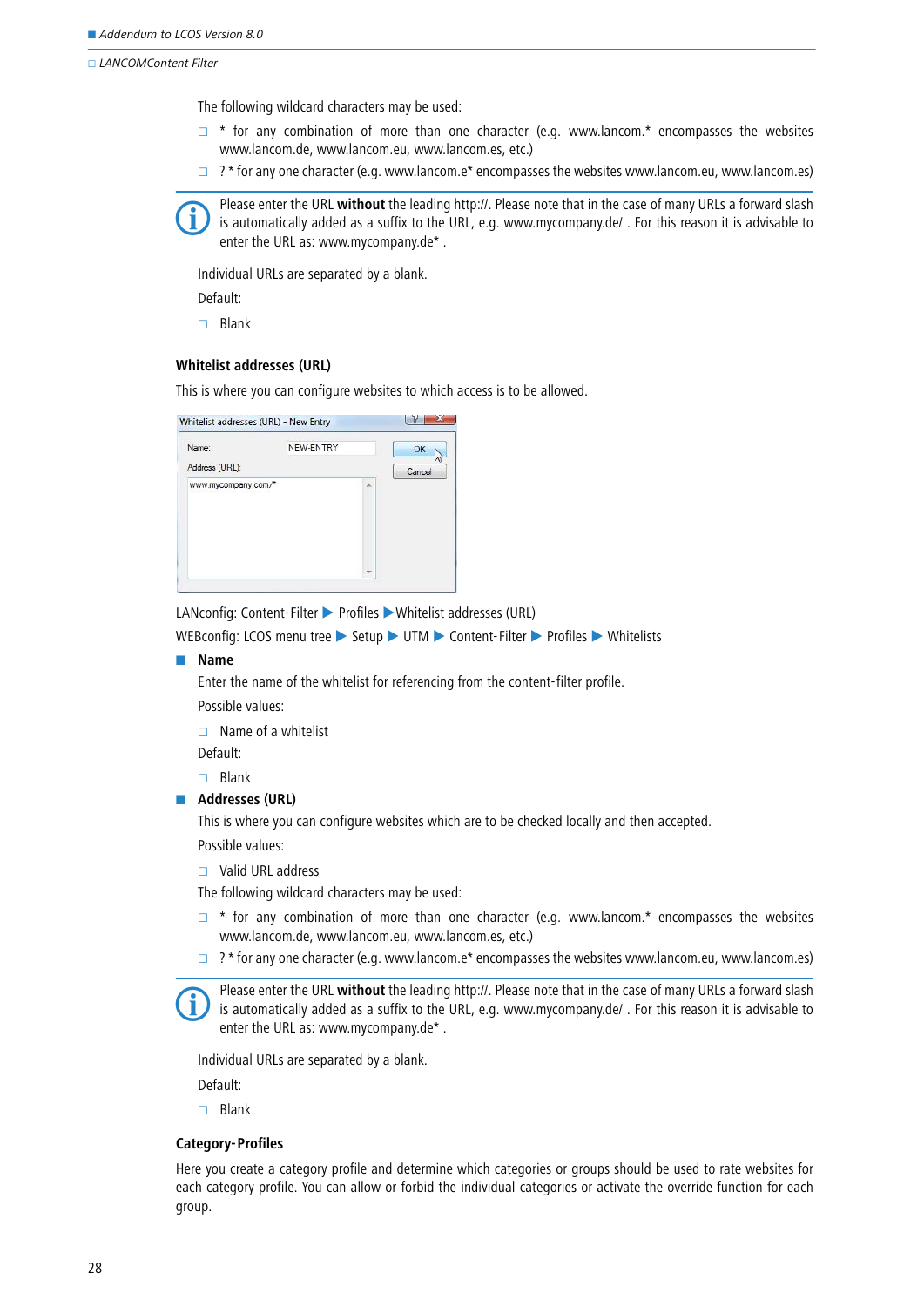The following wildcard characters may be used:

- * for any combination of more than one character (e.g. www.lancom.* encompasses the websites www.lancom.de, www.lancom.eu, www.lancom.es, etc.)
- ? * for any one character (e.g. www.lancom.e* encompasses the websites www.lancom.eu, www.lancom.es)

Please enter the URL **without** the leading http://. Please note that in the case of many URLs a forward slash is automatically added as a suffix to the URL, e.g. www.mycompany.de/ . For this reason it is advisable to enter the URL as: www.mycompany.de* .

Individual URLs are separated by a blank.

Default:

- Blank

### Whitelist addresses (URL)

This is where you can configure websites to which access is to be allowed.

LANconfig: Content-Filter ▶ Profiles ▶ Whitelist addresses (URL)

WEBconfig: LCOS menu tree ▶ Setup ▶ UTM ▶ Content-Filter ▶ Profiles ▶ Whitelists

- **Name**

  Enter the name of the whitelist for referencing from the content-filter profile.

  Possible values:

  - Name of a whitelist

  Default:

  - Blank

- **Addresses (URL)**

  This is where you can configure websites which are to be checked locally and then accepted.

  Possible values:

  - Valid URL address

  The following wildcard characters may be used:

  - * for any combination of more than one character (e.g. www.lancom.* encompasses the websites www.lancom.de, www.lancom.eu, www.lancom.es, etc.)
  - ? * for any one character (e.g. www.lancom.e* encompasses the websites www.lancom.eu, www.lancom.es)

Please enter the URL **without** the leading http://. Please note that in the case of many URLs a forward slash is automatically added as a suffix to the URL, e.g. www.mycompany.de/ . For this reason it is advisable to enter the URL as: www.mycompany.de* .

Individual URLs are separated by a blank.

Default:

- Blank

### Category-Profiles

Here you create a category profile and determine which categories or groups should be used to rate websites for each category profile. You can allow or forbid the individual categories or activate the override function for each group.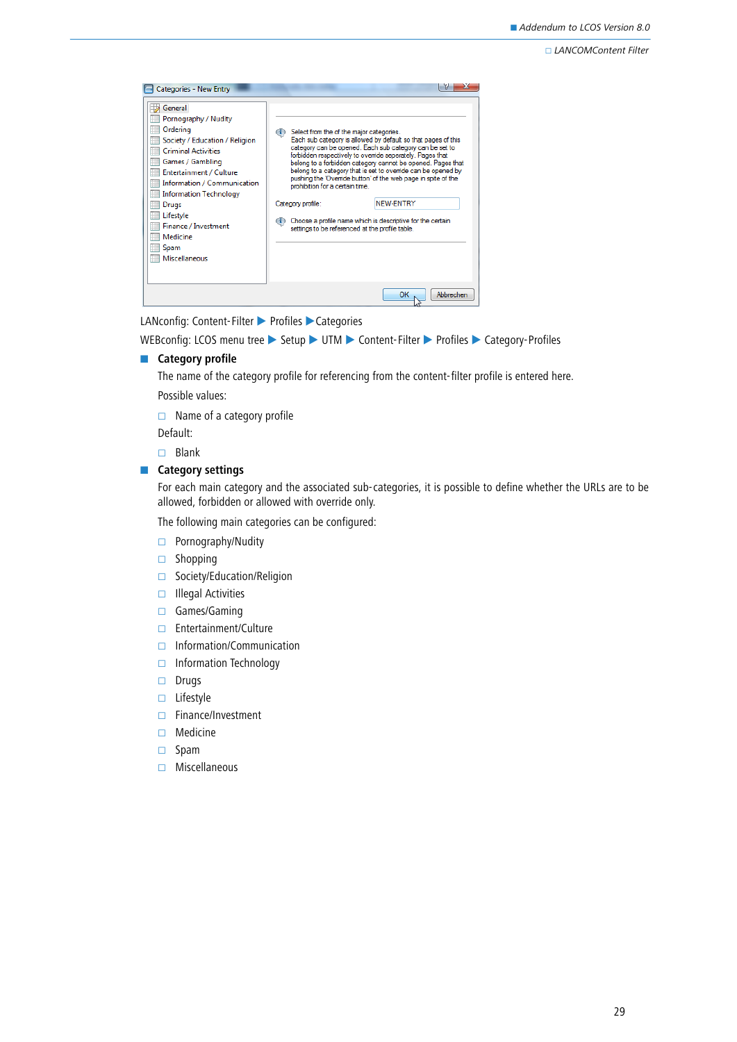LANconfig: Content-Filter ▶ Profiles ▶ Categories

WEBconfig: LCOS menu tree ▶ Setup ▶ UTM ▶ Content-Filter ▶ Profiles ▶ Category-Profiles

- **Category profile**

  The name of the category profile for referencing from the content-filter profile is entered here.

  Possible values:

  - Name of a category profile

  Default:

  - Blank

- **Category settings**

  For each main category and the associated sub-categories, it is possible to define whether the URLs are to be allowed, forbidden or allowed with override only.

  The following main categories can be configured:

  - Pornography/Nudity
  - Shopping
  - Society/Education/Religion
  - Illegal Activities
  - Games/Gaming
  - Entertainment/Culture
  - Information/Communication
  - Information Technology
  - Drugs
  - Lifestyle
  - Finance/Investment
  - Medicine
  - Spam
  - Miscellaneous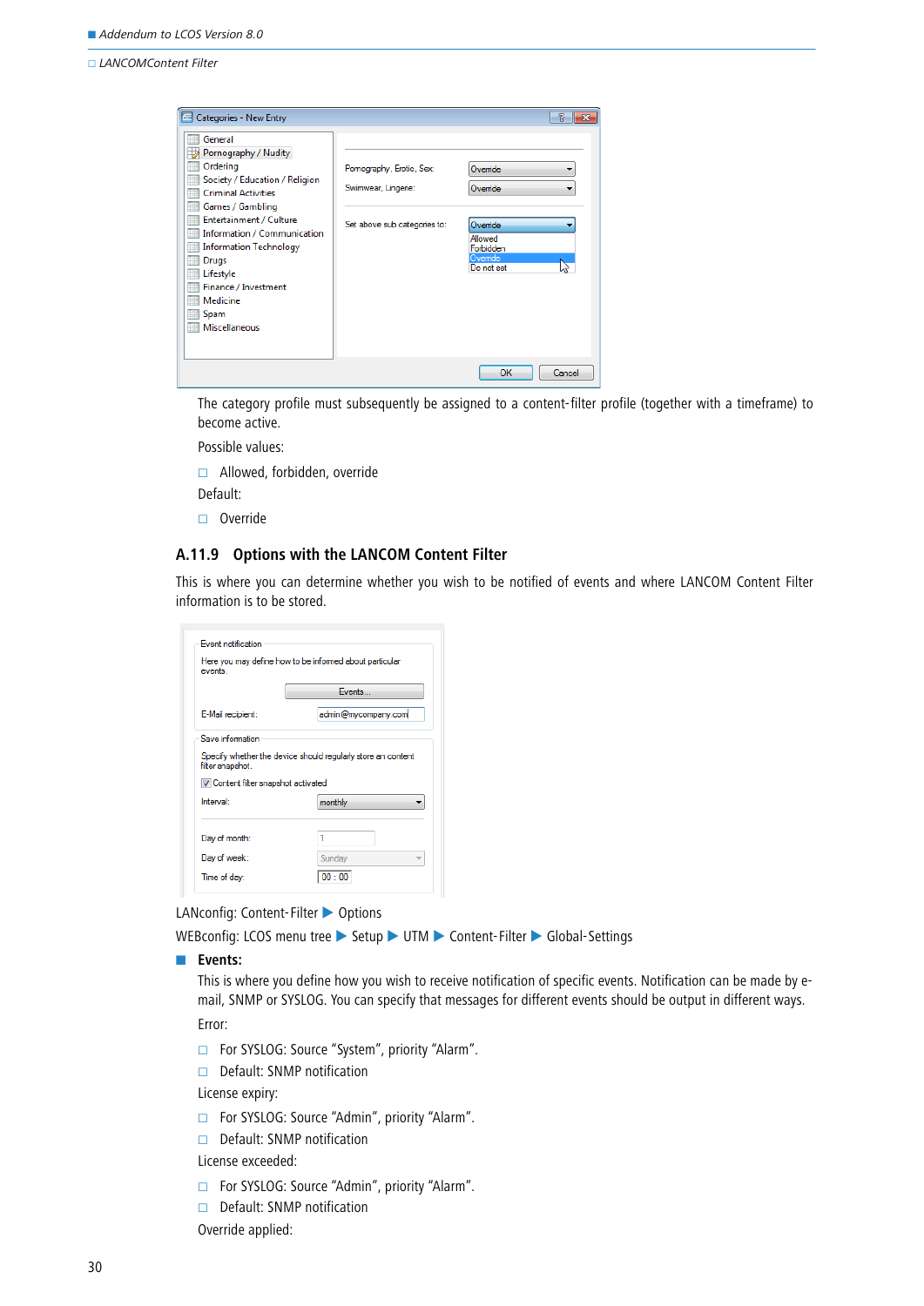The category profile must subsequently be assigned to a content-filter profile (together with a timeframe) to become active.

Possible values:

- Allowed, forbidden, override

Default:

- Override

### A.11.9 Options with the LANCOM Content Filter

This is where you can determine whether you wish to be notified of events and where LANCOM Content Filter information is to be stored.

LANconfig: Content-Filter ▶ Options

WEBconfig: LCOS menu tree ▶ Setup ▶ UTM ▶ Content-Filter ▶ Global-Settings

- **Events:**

  This is where you define how you wish to receive notification of specific events. Notification can be made by e-mail, SNMP or SYSLOG. You can specify that messages for different events should be output in different ways.

  Error:

  - For SYSLOG: Source “System”, priority “Alarm”.
  - Default: SNMP notification

  License expiry:

  - For SYSLOG: Source “Admin”, priority “Alarm”.
  - Default: SNMP notification

  License exceeded:

  - For SYSLOG: Source “Admin”, priority “Alarm”.
  - Default: SNMP notification

  Override applied: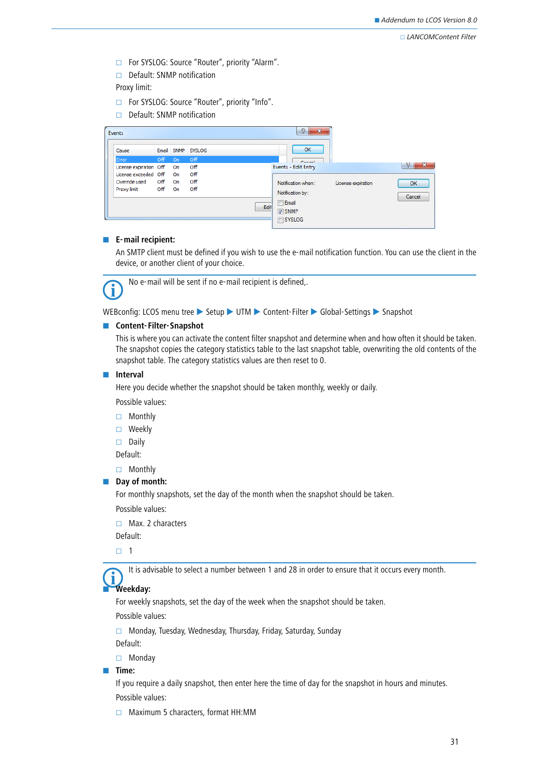- For SYSLOG: Source “Router”, priority “Alarm”.
- Default: SNMP notification

Proxy limit:

- For SYSLOG: Source “Router”, priority “Info”.
- Default: SNMP notification

- **E-mail recipient:**

  An SMTP client must be defined if you wish to use the e-mail notification function. You can use the client in the device, or another client of your choice.

> No e-mail will be sent if no e-mail recipient is defined,.

WEBconfig: LCOS menu tree ▶ Setup ▶ UTM ▶ Content-Filter ▶ Global-Settings ▶ Snapshot

- **Content-Filter-Snapshot**

  This is where you can activate the content filter snapshot and determine when and how often it should be taken. The snapshot copies the category statistics table to the last snapshot table, overwriting the old contents of the snapshot table. The category statistics values are then reset to 0.

- **Interval**

  Here you decide whether the snapshot should be taken monthly, weekly or daily.

  Possible values:

  - Monthly
  - Weekly
  - Daily

  Default:

  - Monthly

- **Day of month:**

  For monthly snapshots, set the day of the month when the snapshot should be taken.

  Possible values:

  - Max. 2 characters

  Default:

  - 1

> It is advisable to select a number between 1 and 28 in order to ensure that it occurs every month.

- **Weekday:**

  For weekly snapshots, set the day of the week when the snapshot should be taken.

  Possible values:

  - Monday, Tuesday, Wednesday, Thursday, Friday, Saturday, Sunday

  Default:

  - Monday

- **Time:**

  If you require a daily snapshot, then enter here the time of day for the snapshot in hours and minutes.

  Possible values:

  - Maximum 5 characters, format HH:MM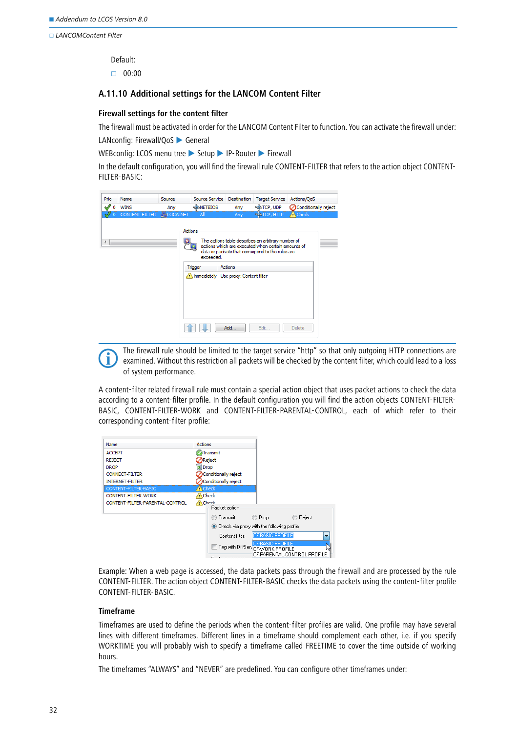Default:

- 00:00

## A.11.10 Additional settings for the LANCOM Content Filter

### Firewall settings for the content filter

The firewall must be activated in order for the LANCOM Content Filter to function. You can activate the firewall under:

LANconfig: Firewall/QoS ▶ General

WEBconfig: LCOS menu tree ▶ Setup ▶ IP-Router ▶ Firewall

In the default configuration, you will find the firewall rule CONTENT-FILTER that refers to the action object CONTENT-FILTER-BASIC:

The firewall rule should be limited to the target service "http" so that only outgoing HTTP connections are examined. Without this restriction all packets will be checked by the content filter, which could lead to a loss of system performance.

A content-filter related firewall rule must contain a special action object that uses packet actions to check the data according to a content-filter profile. In the default configuration you will find the action objects CONTENT-FILTER-BASIC, CONTENT-FILTER-WORK and CONTENT-FILTER-PARENTAL-CONTROL, each of which refer to their corresponding content-filter profile:

Example: When a web page is accessed, the data packets pass through the firewall and are processed by the rule CONTENT-FILTER. The action object CONTENT-FILTER-BASIC checks the data packets using the content-filter profile CONTENT-FILTER-BASIC.

### Timeframe

Timeframes are used to define the periods when the content-filter profiles are valid. One profile may have several lines with different timeframes. Different lines in a timeframe should complement each other, i.e. if you specify WORKTIME you will probably wish to specify a timeframe called FREETIME to cover the time outside of working hours.

The timeframes "ALWAYS" and "NEVER" are predefined. You can configure other timeframes under: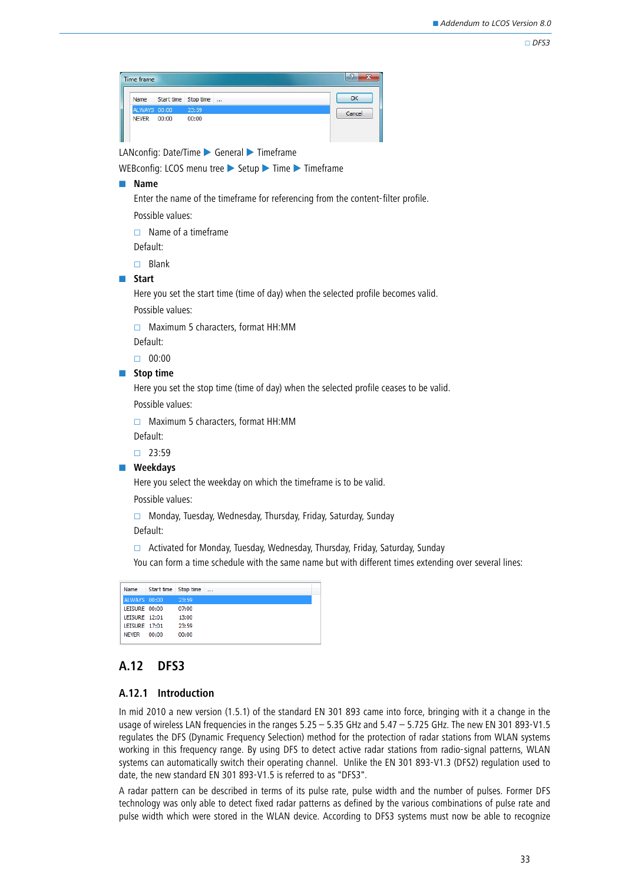| Name | Start time | Stop time | ... |
|---|---|---|---|
| ALWAYS | 00:00 | 23:59 | |
| NEVER | 00:00 | 00:00 | |

LANconfig: Date/Time ▶ General ▶ Timeframe

WEBconfig: LCOS menu tree ▶ Setup ▶ Time ▶ Timeframe

- **Name**

  Enter the name of the timeframe for referencing from the content-filter profile.

  Possible values:

  - Name of a timeframe

  Default:

  - Blank

- **Start**

  Here you set the start time (time of day) when the selected profile becomes valid.

  Possible values:

  - Maximum 5 characters, format HH:MM

  Default:

  - 00:00

- **Stop time**

  Here you set the stop time (time of day) when the selected profile ceases to be valid.

  Possible values:

  - Maximum 5 characters, format HH:MM

  Default:

  - 23:59

- **Weekdays**

  Here you select the weekday on which the timeframe is to be valid.

  Possible values:

  - Monday, Tuesday, Wednesday, Thursday, Friday, Saturday, Sunday

  Default:

  - Activated for Monday, Tuesday, Wednesday, Thursday, Friday, Saturday, Sunday

  You can form a time schedule with the same name but with different times extending over several lines:

| Name | Start time | Stop time | ... |
|---|---|---|---|
| ALWAYS | 00:00 | 23:59 | |
| LEISURE | 00:00 | 07:00 | |
| LEISURE | 12:01 | 13:00 | |
| LEISURE | 17:01 | 23:59 | |
| NEVER | 00:00 | 00:00 | |

## A.12 DFS3

### A.12.1 Introduction

In mid 2010 a new version (1.5.1) of the standard EN 301 893 came into force, bringing with it a change in the usage of wireless LAN frequencies in the ranges 5.25 – 5.35 GHz and 5.47 – 5.725 GHz. The new EN 301 893-V1.5 regulates the DFS (Dynamic Frequency Selection) method for the protection of radar stations from WLAN systems working in this frequency range. By using DFS to detect active radar stations from radio-signal patterns, WLAN systems can automatically switch their operating channel. Unlike the EN 301 893-V1.3 (DFS2) regulation used to date, the new standard EN 301 893-V1.5 is referred to as "DFS3".

A radar pattern can be described in terms of its pulse rate, pulse width and the number of pulses. Former DFS technology was only able to detect fixed radar patterns as defined by the various combinations of pulse rate and pulse width which were stored in the WLAN device. According to DFS3 systems must now be able to recognize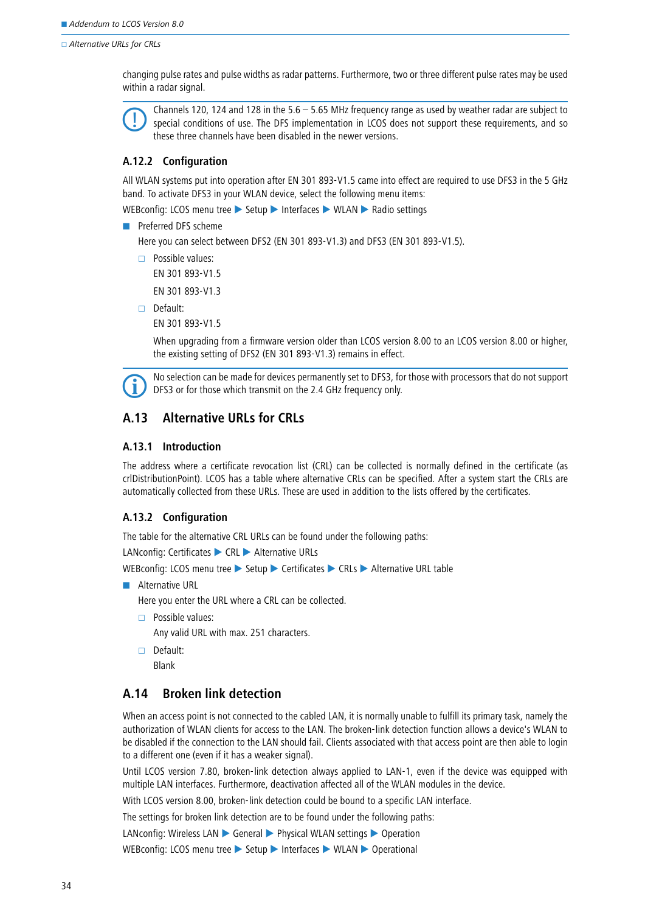changing pulse rates and pulse widths as radar patterns. Furthermore, two or three different pulse rates may be used within a radar signal.

> Channels 120, 124 and 128 in the 5.6 – 5.65 MHz frequency range as used by weather radar are subject to special conditions of use. The DFS implementation in LCOS does not support these requirements, and so these three channels have been disabled in the newer versions.

### A.12.2 Configuration

All WLAN systems put into operation after EN 301 893-V1.5 came into effect are required to use DFS3 in the 5 GHz band. To activate DFS3 in your WLAN device, select the following menu items:

WEBconfig: LCOS menu tree ▶ Setup ▶ Interfaces ▶ WLAN ▶ Radio settings

- Preferred DFS scheme

  Here you can select between DFS2 (EN 301 893-V1.3) and DFS3 (EN 301 893-V1.5).

  - Possible values:

    EN 301 893-V1.5

    EN 301 893-V1.3

  - Default:

    EN 301 893-V1.5

    When upgrading from a firmware version older than LCOS version 8.00 to an LCOS version 8.00 or higher, the existing setting of DFS2 (EN 301 893-V1.3) remains in effect.

> No selection can be made for devices permanently set to DFS3, for those with processors that do not support DFS3 or for those which transmit on the 2.4 GHz frequency only.

## A.13 Alternative URLs for CRLs

### A.13.1 Introduction

The address where a certificate revocation list (CRL) can be collected is normally defined in the certificate (as crlDistributionPoint). LCOS has a table where alternative CRLs can be specified. After a system start the CRLs are automatically collected from these URLs. These are used in addition to the lists offered by the certificates.

### A.13.2 Configuration

The table for the alternative CRL URLs can be found under the following paths:

LANconfig: Certificates ▶ CRL ▶ Alternative URLs

WEBconfig: LCOS menu tree ▶ Setup ▶ Certificates ▶ CRLs ▶ Alternative URL table

- Alternative URL

  Here you enter the URL where a CRL can be collected.

  - Possible values:

    Any valid URL with max. 251 characters.

  - Default:

    Blank

## A.14 Broken link detection

When an access point is not connected to the cabled LAN, it is normally unable to fulfill its primary task, namely the authorization of WLAN clients for access to the LAN. The broken-link detection function allows a device's WLAN to be disabled if the connection to the LAN should fail. Clients associated with that access point are then able to login to a different one (even if it has a weaker signal).

Until LCOS version 7.80, broken-link detection always applied to LAN-1, even if the device was equipped with multiple LAN interfaces. Furthermore, deactivation affected all of the WLAN modules in the device.

With LCOS version 8.00, broken-link detection could be bound to a specific LAN interface.

The settings for broken link detection are to be found under the following paths:

LANconfig: Wireless LAN ▶ General ▶ Physical WLAN settings ▶ Operation

WEBconfig: LCOS menu tree ▶ Setup ▶ Interfaces ▶ WLAN ▶ Operational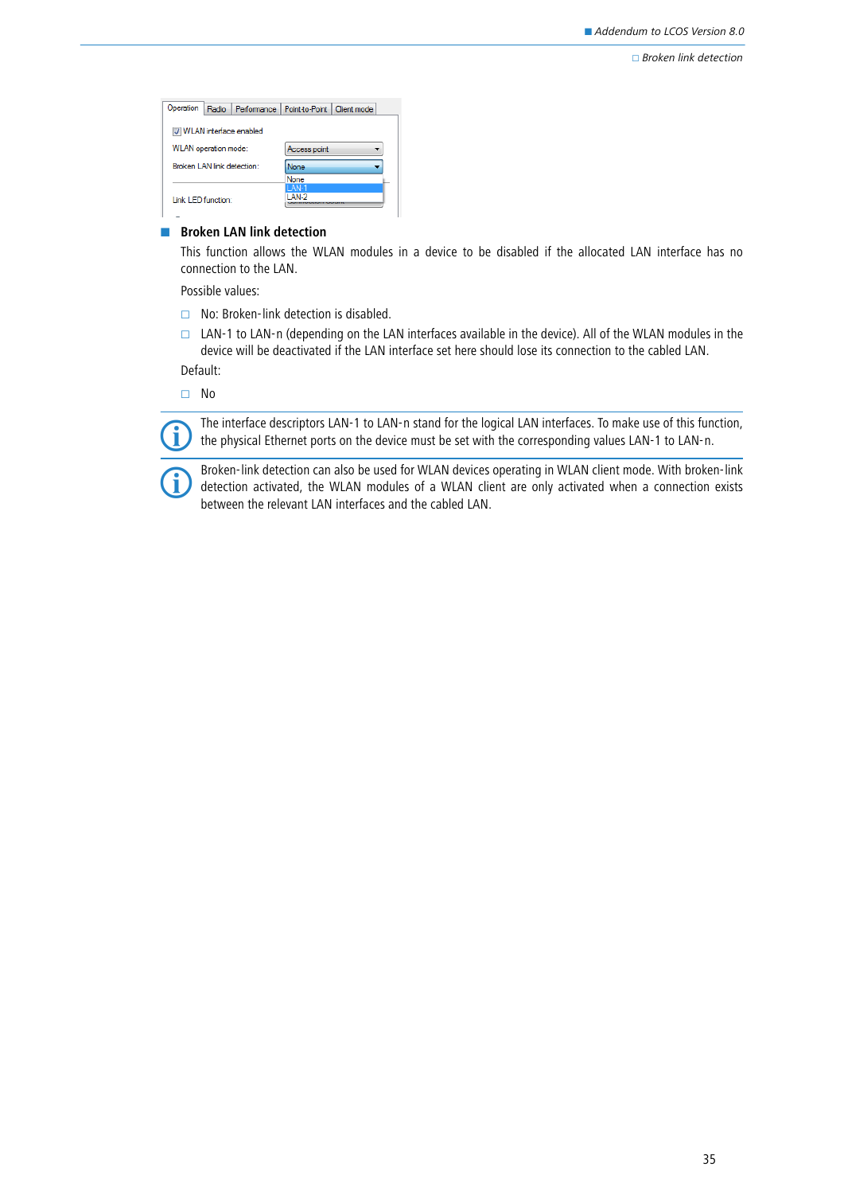- **Broken LAN link detection**

  This function allows the WLAN modules in a device to be disabled if the allocated LAN interface has no connection to the LAN.

  Possible values:

  - No: Broken-link detection is disabled.
  - LAN-1 to LAN-n (depending on the LAN interfaces available in the device). All of the WLAN modules in the device will be deactivated if the LAN interface set here should lose its connection to the cabled LAN.

  Default:

  - No

The interface descriptors LAN-1 to LAN-n stand for the logical LAN interfaces. To make use of this function, the physical Ethernet ports on the device must be set with the corresponding values LAN-1 to LAN-n.

Broken-link detection can also be used for WLAN devices operating in WLAN client mode. With broken-link detection activated, the WLAN modules of a WLAN client are only activated when a connection exists between the relevant LAN interfaces and the cabled LAN.